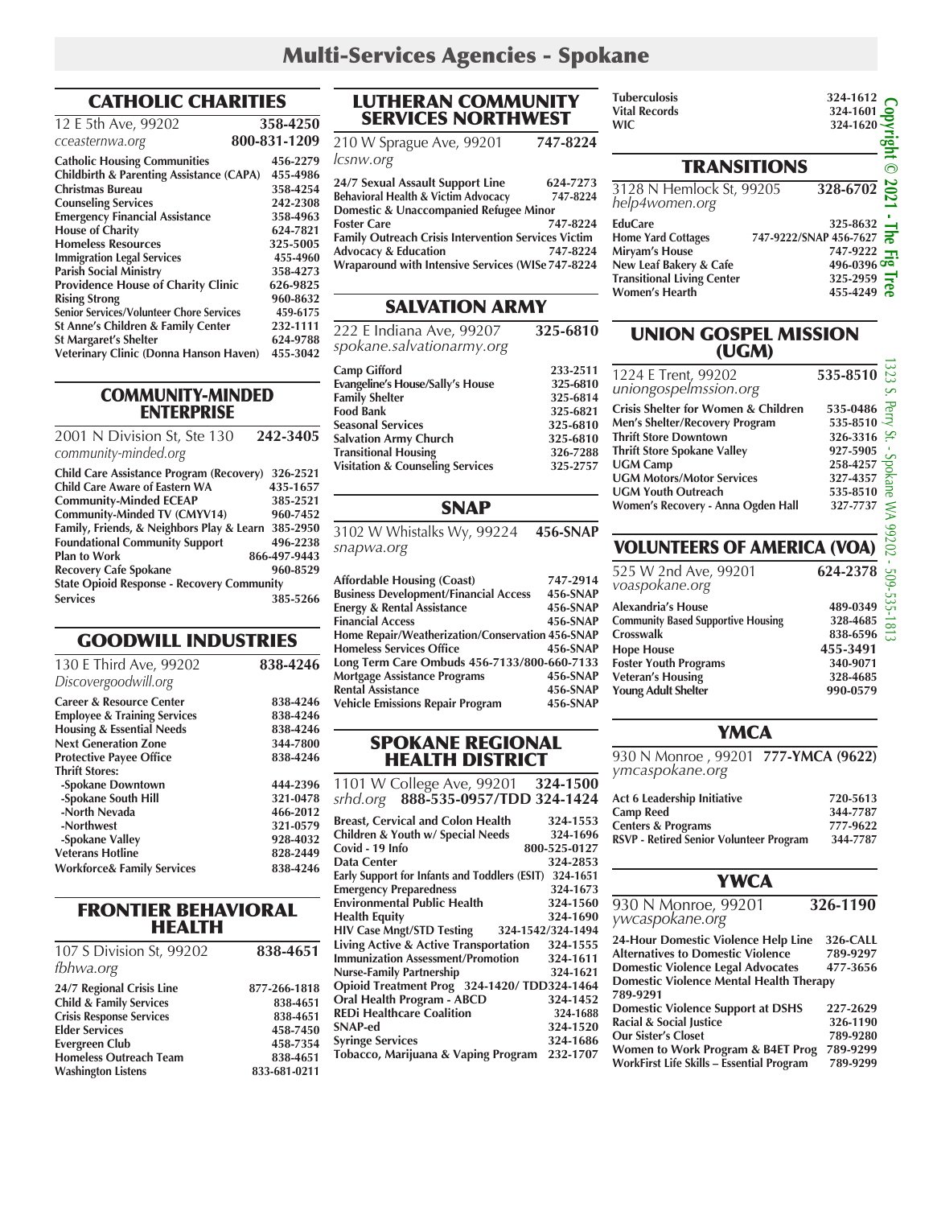# Multi-Services Agencies - Spokane

## CATHOLIC CHARITIES

12 E 5th Ave, 99202 **358-4250**
*cceasternwa.org* **800-831-1209**

| | |
|---|---|
| **Catholic Housing Communities** | **456-2279** |
| **Childbirth & Parenting Assistance (CAPA)** | **455-4986** |
| **Christmas Bureau** | **358-4254** |
| **Counseling Services** | **242-2308** |
| **Emergency Financial Assistance** | **358-4963** |
| **House of Charity** | **624-7821** |
| **Homeless Resources** | **325-5005** |
| **Immigration Legal Services** | **455-4960** |
| **Parish Social Ministry** | **358-4273** |
| **Providence House of Charity Clinic** | **626-9825** |
| **Rising Strong** | **960-8632** |
| **Senior Services/Volunteer Chore Services** | **459-6175** |
| **St Anne's Children & Family Center** | **232-1111** |
| **St Margaret's Shelter** | **624-9788** |
| **Veterinary Clinic (Donna Hanson Haven)** | **455-3042** |

## COMMUNITY-MINDED ENTERPRISE

2001 N Division St, Ste 130 **242-3405**
*community-minded.org*

| | |
|---|---|
| **Child Care Assistance Program (Recovery)** | **326-2521** |
| **Child Care Aware of Eastern WA** | **435-1657** |
| **Community-Minded ECEAP** | **385-2521** |
| **Community-Minded TV (CMYV14)** | **960-7452** |
| **Family, Friends, & Neighbors Play & Learn** | **385-2950** |
| **Foundational Community Support** | **496-2238** |
| **Plan to Work** | **866-497-9443** |
| **Recovery Cafe Spokane** | **960-8529** |
| **State Opioid Response - Recovery Community Services** | **385-5266** |

## GOODWILL INDUSTRIES

130 E Third Ave, 99202 **838-4246**
*Discovergoodwill.org*

| | |
|---|---|
| **Career & Resource Center** | **838-4246** |
| **Employee & Training Services** | **838-4246** |
| **Housing & Essential Needs** | **838-4246** |
| **Next Generation Zone** | **344-7800** |
| **Protective Payee Office** | **838-4246** |
| **Thrift Stores:** | |
| **-Spokane Downtown** | **444-2396** |
| **-Spokane South Hill** | **321-0478** |
| **-North Nevada** | **466-2012** |
| **-Northwest** | **321-0579** |
| **-Spokane Valley** | **928-4032** |
| **Veterans Hotline** | **828-2449** |
| **Workforce& Family Services** | **838-4246** |

## FRONTIER BEHAVIORAL HEALTH

107 S Division St, 99202 **838-4651**
*fbhwa.org*

| | |
|---|---|
| **24/7 Regional Crisis Line** | **877-266-1818** |
| **Child & Family Services** | **838-4651** |
| **Crisis Response Services** | **838-4651** |
| **Elder Services** | **458-7450** |
| **Evergreen Club** | **458-7354** |
| **Homeless Outreach Team** | **838-4651** |
| **Washington Listens** | **833-681-0211** |

## LUTHERAN COMMUNITY SERVICES NORTHWEST

210 W Sprague Ave, 99201 **747-8224**
*lcsnw.org*

| | |
|---|---|
| **24/7 Sexual Assault Support Line** | **624-7273** |
| **Behavioral Health & Victim Advocacy** | **747-8224** |
| **Domestic & Unaccompanied Refugee Minor Foster Care** | **747-8224** |
| **Family Outreach Crisis Intervention Services Victim Advocacy & Education** | **747-8224** |
| **Wraparound with Intensive Services (WISe** | **747-8224** |

## SALVATION ARMY

222 E Indiana Ave, 99207 **325-6810**
*spokane.salvationarmy.org*

| | |
|---|---|
| **Camp Gifford** | **233-2511** |
| **Evangeline's House/Sally's House** | **325-6810** |
| **Family Shelter** | **325-6814** |
| **Food Bank** | **325-6821** |
| **Seasonal Services** | **325-6810** |
| **Salvation Army Church** | **325-6810** |
| **Transitional Housing** | **326-7288** |
| **Visitation & Counseling Services** | **325-2757** |

## SNAP

3102 W Whistalks Wy, 99224 **456-SNAP**
*snapwa.org*

| | |
|---|---|
| **Affordable Housing (Coast)** | **747-2914** |
| **Business Development/Financial Access** | **456-SNAP** |
| **Energy & Rental Assistance** | **456-SNAP** |
| **Financial Access** | **456-SNAP** |
| **Home Repair/Weatherization/Conservation** | **456-SNAP** |
| **Homeless Services Office** | **456-SNAP** |
| **Long Term Care Ombuds** | **456-7133/800-660-7133** |
| **Mortgage Assistance Programs** | **456-SNAP** |
| **Rental Assistance** | **456-SNAP** |
| **Vehicle Emissions Repair Program** | **456-SNAP** |

## SPOKANE REGIONAL HEALTH DISTRICT

1101 W College Ave, 99201 **324-1500**
*srhd.org* **888-535-0957/TDD 324-1424**

| | |
|---|---|
| **Breast, Cervical and Colon Health** | **324-1553** |
| **Children & Youth w/ Special Needs** | **324-1696** |
| **Covid - 19 Info** | **800-525-0127** |
| **Data Center** | **324-2853** |
| **Early Support for Infants and Toddlers (ESIT)** | **324-1651** |
| **Emergency Preparedness** | **324-1673** |
| **Environmental Public Health** | **324-1560** |
| **Health Equity** | **324-1690** |
| **HIV Case Mngt/STD Testing** | **324-1542/324-1494** |
| **Living Active & Active Transportation** | **324-1555** |
| **Immunization Assessment/Promotion** | **324-1611** |
| **Nurse-Family Partnership** | **324-1621** |
| **Opioid Treatment Prog** | **324-1420/ TDD324-1464** |
| **Oral Health Program - ABCD** | **324-1452** |
| **REDi Healthcare Coalition** | **324-1688** |
| **SNAP-ed** | **324-1520** |
| **Syringe Services** | **324-1686** |
| **Tobacco, Marijuana & Vaping Program** | **232-1707** |
| **Tuberculosis** | **324-1612** |
| **Vital Records** | **324-1601** |
| **WIC** | **324-1620** |

## TRANSITIONS

3128 N Hemlock St, 99205 **328-6702**
*help4women.org*

| | |
|---|---|
| **EduCare** | **325-8632** |
| **Home Yard Cottages** | **747-9222/SNAP 456-7627** |
| **Miryam's House** | **747-9222** |
| **New Leaf Bakery & Cafe** | **496-0396** |
| **Transitional Living Center** | **325-2959** |
| **Women's Hearth** | **455-4249** |

## UNION GOSPEL MISSION (UGM)

1224 E Trent, 99202 **535-8510**
*uniongospelmssion.org*

| | |
|---|---|
| **Crisis Shelter for Women & Children** | **535-0486** |
| **Men's Shelter/Recovery Program** | **535-8510** |
| **Thrift Store Downtown** | **326-3316** |
| **Thrift Store Spokane Valley** | **927-5905** |
| **UGM Camp** | **258-4257** |
| **UGM Motors/Motor Services** | **327-4357** |
| **UGM Youth Outreach** | **535-8510** |
| **Women's Recovery - Anna Ogden Hall** | **327-7737** |

## VOLUNTEERS OF AMERICA (VOA)

525 W 2nd Ave, 99201 **624-2378**
*voaspokane.org*

| | |
|---|---|
| **Alexandria's House** | **489-0349** |
| **Community Based Supportive Housing** | **328-4685** |
| **Crosswalk** | **838-6596** |
| **Hope House** | **455-3491** |
| **Foster Youth Programs** | **340-9071** |
| **Veteran's Housing** | **328-4685** |
| **Young Adult Shelter** | **990-0579** |

## YMCA

930 N Monroe , 99201 **777-YMCA (9622)**
*ymcaspokane.org*

| | |
|---|---|
| **Act 6 Leadership Initiative** | **720-5613** |
| **Camp Reed** | **344-7787** |
| **Centers & Programs** | **777-9622** |
| **RSVP - Retired Senior Volunteer Program** | **344-7787** |

## YWCA

930 N Monroe, 99201 **326-1190**
*ywcaspokane.org*

| | |
|---|---|
| **24-Hour Domestic Violence Help Line** | **326-CALL** |
| **Alternatives to Domestic Violence** | **789-9297** |
| **Domestic Violence Legal Advocates** | **477-3656** |
| **Domestic Violence Mental Health Therapy** | **789-9291** |
| **Domestic Violence Support at DSHS** | **227-2629** |
| **Racial & Social Justice** | **326-1190** |
| **Our Sister's Closet** | **789-9280** |
| **Women to Work Program & B4ET Prog** | **789-9299** |
| **WorkFirst Life Skills – Essential Program** | **789-9299** |

Copyright © 2021 - The Fig Tree

1323 S. Perry St. - Spokane WA 99202 - 509-535-1813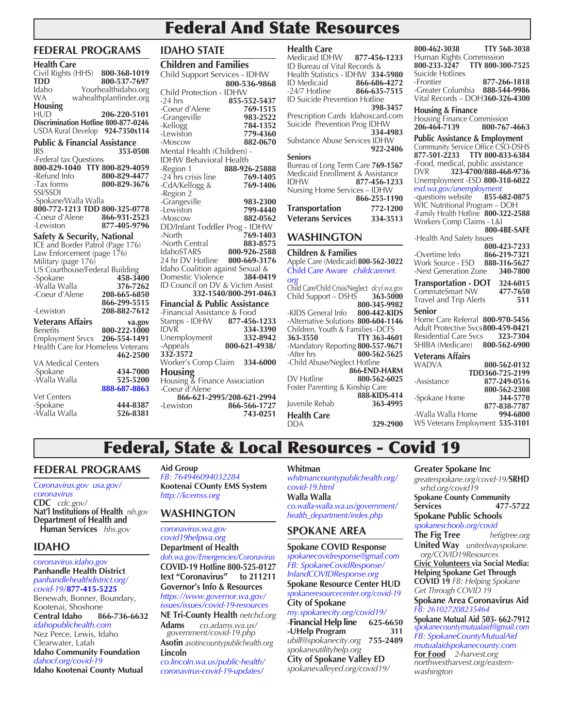# Federal And State Resources

## FEDERAL PROGRAMS

### Health Care

Civil Rights (HHS) **800-368-1019**
**TDD 800-537-7697**
Idaho Yourhealthidaho.org
WA wahealthplanfinder.org

### Housing

HUD **206-220-5101**
**Discrimination Hotline 800-877-0246**
USDA Rural Develop **924-7350x114**

### Public & Financial Assistance

IRS **353-0508**
-Federal tax Questions
**800-829-1040 TTY 800-829-4059**
-Refund Info **800-829-4477**
-Tax forms **800-829-3676**
SSI/SSDI
-Spokane/Walla Walla
**800-772-1213 TDD 800-325-0778**
-Coeur d'Alene **866-931-2523**
-Lewiston **877-405-9796**

### Safety & Security, National

ICE and Border Patrol (Page 176)
Law Enforcement (page 176)
Military (page 176)
US Courthouse/Federal Building
-Spokane **458-3400**
-Walla Walla **376-7262**
-Coeur d'Alene **208-665-6850**
**866-299-5515**
-Lewiston **208-882-7612**

### Veterans Affairs **va.gov**

Benefits **800-222-1000**
Employment Srvcs **206-554-1491**
Health Care for Homeless Veterans **462-2500**

VA Medical Centers
-Spokane **434-7000**
-Walla Walla **525-5200**
**888-687-8863**

Vet Centers
-Spokane **444-8387**
-Walla Walla **526-8381**

## IDAHO STATE

### Children and Families

Child Support Services - IDHW **800-536-9868**
Child Protection - IDHW
-24 hrs **855-552-5437**
-Coeur d'Alene **769-1515**
-Grangeville **983-2522**
-Kellogg **784-1352**
-Lewiston **779-4360**
-Moscow **882-0670**
Mental Health (Children) - IDHW Behavioral Health
-Region 1 **888-926-25888**
-24 hrs crisis line **769-1405**
-CdA/Kellogg & **769-1406**
-Region 2
-Grangeville **983-2300**
-Lewiston **799-4440**
-Moscow **882-0562**
DD/Infant Toddler Prog - IDHW
-North **769-1403**
-North Central **883-8575**
IdahoSTARS **800-926-2588**
24 hr DV Hotline **800-669-3176**
Idaho Coalition against Sexual & Domestic Violence **384-0419**
ID Council on DV & Victim Assist **332-1540/800-291-0463**

### Financial & Public Assistance

-Financial Assistance & Food Stamps - IDHW **877-456-1233**
IDVR **334-3390**
Unemployment **332-8942**
-Appeals **800-621-4938/332-3572**
Worker's Comp Claim **334-6000**

### Housing

Housing & Finance Association
-Coeur d'Alene
**866-621-2995/208-621-2994**
-Lewiston **866-566-1727**
**743-0251**

### Health Care

Medicaid IDHW **877-456-1233**
ID Bureau of Vital Records & Health Statistics - IDHW **334-5980**
ID Medicaid **866-686-4272**
-24/7 Hotline **866-635-7515**
ID Suicide Prevention Hotline **398-3457**
Prescription Cards Idahoxcard.com
Suicide Prevention Prog IDHW **334-4983**
Substance Abuse Services IDHW **922-2406**

### Seniors

Bureau of Long Term Care **769-1567**
Medicaid Enrollment & Assistance
IDHW **877-456-1233**
Nursing Home Services – IDHW **866-255-1190**

**Transportation 772-1200**
**Veterans Services 334-3513**

## WASHINGTON

### Children & Families

Apple Care (Medicaid) **800-562-3022**
Child Care Aware *childcarenet.org*
Child Care/Child Crisis/Neglect *dcyf.wa.gov*
Child Support – DSHS **363-5000**
**800-345-9982**
-KIDS General Info **800-442-KIDS**
-Alternative Solutions **800-604-1146**
Children, Youth & Families -DCFS
**363-3550 TTY 363-4601**
-Mandatory Reporting **800-557-9671**
-After hrs **800-562-5625**
-Child Abuse/Neglect Hotline **866-END-HARM**
DV Hotline **800-562-6025**
Foster Parenting & Kinship Care **888-KIDS-414**
Juvenile Rehab **363-4995**

### Health Care

DDA **329-2900**
**800-462-3038 TTY 568-3038**
Human Rights Commission
**800-233-3247 TTY 800-300-7525**
Suicide Hotlines
-Frontier **877-266-1818**
-Greater Columbia **888-544-9986**
Vital Records – DOH **360-326-4300**

### Housing & Finance

Housing Finance Commission
**206-464-7139 800-767-4663**

### Public Assistance & Employment

Community Service Office CSO-DSHS
**877-501-2233 TTY 800-833-6384**
-Food, medical, public assistance
DVR **323-4700/888-468-9736**
Unemployment -ESD **800-318-6022**
*esd.wa.gov/unemployment*
-questions website **855-682-0875**
WIC Nutritional Program – DOH
-Family Health Hotline **800-322-2588**
Workers Comp Claims - L&I **800-4BE-SAFE**
-Health And Safety Issues **800-423-7233**
-Overtime Info **866-219-7321**
Work Source - ESD **888-316-5627**
-Next Generation Zone **340-7800**

### Transportation - DOT **324-6015**

CommuteSmart NW **477-7650**
Travel and Trip Alerts **511**

### Senior

Home Care Referral **800-970-5456**
Adult Protective Svcs **800-459-0421**
Residential Care Svcs **323-7304**
SHIBA (Medicare) **800-562-6900**

### Veterans Affairs

WADVA **800-562-0132**
**TDD360-725-2199**
-Assistance **877-249-0516**
**800-562-2308**
-Spokane Home **344-5770**
**877-838-7787**
-Walla Walla Home **994-6800**
WS Veterans Employment **535-3101**

# Federal, State & Local Resources - Covid 19

## FEDERAL PROGRAMS

*Coronavirus.gov usa.gov/coronavirus*
**CDC** *cdc.gov/*
**Nat'l Institutions of Health** *nih.gov*
**Department of Health and Human Services** *hhs.gov*

## IDAHO

*coronavirus.idaho.gov*
**Panhandle Health District**
*panhandlehealthdistrict.org/covid-19/***877-415-5225**
Benewah, Bonner, Boundary, Kootenai, Shoshone
**Central Idaho 866-736-6632**
*idahopublichealth.com*
Nez Perce, Lewis, Idaho Clearwater, Latah
**Idaho Community Foundation**
*dahocf.org/covid-19*
**Idaho Kootenai County Mutual Aid Group**
*FB: 764946094032284*
**Kootenai COunty EMS System**
*http://kcemss.org*

## WASHINGTON

*coronavirus.wa.gov*
*covid19helpwa.org*
**Department of Health**
*doh.wa.gov/Emergencies/Coronavirus*
**COVID-19 Hotline 800-525-0127**
**text "Coronavirus" to 211211**
**Governor's Info & Resources**
*https://www.governor.wa.gov/issues/issues/covid-19-resources*
**NE Tri-County Health** *netchd.org*
**Adams** *co.adams.wa.us/government/covid-19.php*
**Asotin** *asotincountypublichealth.org*
**Lincoln**
*co.lincoln.wa.us/public-health/coronavirus-covid-19-updates/*
**Whitman**
*whitmancountypublichealth.org/covid-19.html*
**Walla Walla**
*co.walla-walla.wa.us/government/health_department/index.php*

## SPOKANE AREA

**Spokane COVID Response**
*spokanecovidresponse@gmail.com*
*FB: SpokaneCovidResponse/*
*InlandCOVIDResponse.org*
**Spokane Resource Center HUD**
*spokaneresourcecenter.org/covid-19*
**City of Spokane**
*my.spokanecity.org/covid19/*
-**Financial Help line 625-6650**
**-UHelp Program 311**
*ubill@spokanecity.org* **755-2489**
*spokaneutilityhelp.org*
**City of Spokane Valley ED**
*spokanevalleyed.org/covid19/*
**Greater Spokane Inc**
*greaterspokane.org/covid-19/***SRHD** *srhd.org/covid19*
**Spokane County Community Services 477-5722**
**Spokane Public Schools**
*spokaneschools.org/covid*
**The Fig Tree** *hefigtree.org*
**United Way** *unitedwayspokane.org/COVID19Resources*
**Civic Volunteers via Social Media:**
**Helping Spokane Get Through COVID 19** *FB: Helping Spokane Get Through COVID 19*
**Spokane Area Coronavirus Aid**
*FB: 261027208235464*
**Spokane Mutual Aid 503- 662-7912**
*spokanecountymutualaid@gmail.com*
*FB: SpokaneCountyMutualAid*
*mutualaidspokanecounty.com*
**For Food** *2-harvest.org*
*northwestharvest.org/eastern-washington*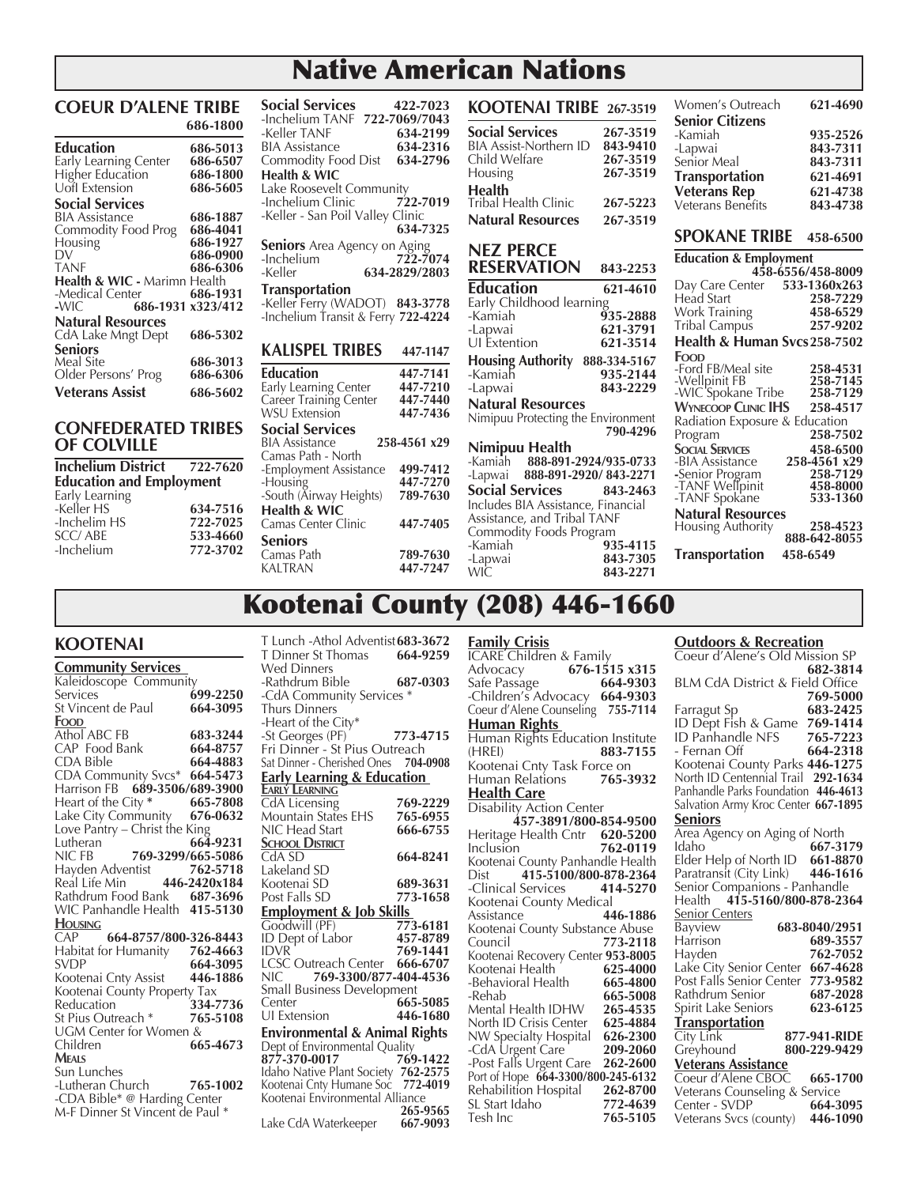# Native American Nations

## COEUR D'ALENE TRIBE 686-1800

**Education** 686-5013
Early Learning Center 686-6507
Higher Education 686-1800
UofI Extension 686-5605

**Social Services**
BIA Assistance 686-1887
Commodity Food Prog 686-4041
Housing 686-1927
DV 686-0900
TANF 686-6306

**Health & WIC -** Marimn Health
-Medical Center 686-1931
-WIC 686-1931 x323/412

**Natural Resources**
CdA Lake Mngt Dept 686-5302

**Seniors**
Meal Site 686-3013
Older Persons' Prog 686-6306

**Veterans Assist** 686-5602

## CONFEDERATED TRIBES OF COLVILLE

**Inchelium District** 722-7620

**Education and Employment**
Early Learning
-Keller HS 634-7516
-Inchelim HS 722-7025
SCC/ ABE 533-4660
-Inchelium 772-3702

**Social Services** 422-7023
-Inchelium TANF 722-7069/7043
-Keller TANF 634-2199
BIA Assistance 634-2316
Commodity Food Dist 634-2796

**Health & WIC**
Lake Roosevelt Community
-Inchelium Clinic 722-7019
-Keller - San Poil Valley Clinic 634-7325

**Seniors** Area Agency on Aging
-Inchelium 722-7074
-Keller 634-2829/2803

**Transportation**
-Keller Ferry (WADOT) 843-3778
-Inchelium Transit & Ferry 722-4224

## KALISPEL TRIBES 447-1147

**Education** 447-7141
Early Learning Center 447-7210
Career Training Center 447-7440
WSU Extension 447-7436

**Social Services**
BIA Assistance 258-4561 x29
Camas Path - North
-Employment Assistance 499-7412
-Housing 447-7270
-South (Airway Heights) 789-7630

**Health & WIC**
Camas Center Clinic 447-7405

**Seniors**
Camas Path 789-7630
KALTRAN 447-7247

## KOOTENAI TRIBE 267-3519

**Social Services** 267-3519
BIA Assist-Northern ID 843-9410
Child Welfare 267-3519
Housing 267-3519

**Health**
Tribal Health Clinic 267-5223

**Natural Resources** 267-3519

## NEZ PERCE RESERVATION 843-2253

**Education** 621-4610
Early Childhood learning
-Kamiah 935-2888
-Lapwai 621-3791
UI Extention 621-3514

**Housing Authority** 888-334-5167
-Kamiah 935-2144
-Lapwai 843-2229

**Natural Resources**
Nimipuu Protecting the Environment 790-4296

**Nimipuu Health**
-Kamiah 888-891-2924/935-0733
-Lapwai 888-891-2920/ 843-2271

**Social Services** 843-2463
Includes BIA Assistance, Financial Assistance, and Tribal TANF
Commodity Foods Program
-Kamiah 935-4115
-Lapwai 843-7305
WIC 843-2271
Women's Outreach 621-4690

**Senior Citizens**
-Kamiah 935-2526
-Lapwai 843-7311
Senior Meal 843-7311

**Transportation** 621-4691
**Veterans Rep** 621-4738
Veterans Benefits 843-4738

## SPOKANE TRIBE 458-6500

**Education & Employment** 458-6556/458-8009
Day Care Center 533-1360x263
Head Start 258-7229
Work Training 458-6529
Tribal Campus 257-9202

**Health & Human Svcs** 258-7502

**Food**
-Ford FB/Meal site 258-4531
-Wellpinit FB 258-7145
-WIC Spokane Tribe 258-7129

**Wynecoop Clinic IHS** 258-4517
Radiation Exposure & Education Program 258-7502

**Social Services** 458-6500
-BIA Assistance 258-4561 x29
-Senior Program 258-7129
-TANF Wellpinit 458-8000
-TANF Spokane 533-1360

**Natural Resources**
Housing Authority 258-4523
888-642-8055

**Transportation** 458-6549

# Kootenai County (208) 446-1660

## KOOTENAI

**Community Services**
Kaleidoscope Community Services 699-2250
St Vincent de Paul 664-3095

**Food**
Athol ABC FB 683-3244
CAP Food Bank 664-8757
CDA Bible 664-4883
CDA Community Svcs* 664-5473
Harrison FB 689-3506/689-3900
Heart of the City * 665-7808
Lake City Community 676-0632
Love Pantry – Christ the King Lutheran 664-9231
NIC FB 769-3299/665-5086
Hayden Adventist 762-5718
Real Life Min 446-2420x184
Rathdrum Food Bank 687-3696
WIC Panhandle Health 415-5130

**Housing**
CAP 664-8757/800-326-8443
Habitat for Humanity 762-4663
SVDP 664-3095
Kootenai Cnty Assist 446-1886
Kootenai County Property Tax Reducation 334-7736
St Pius Outreach * 765-5108
UGM Center for Women & Children 665-4673

**Meals**
Sun Lunches
-Lutheran Church 765-1002
-CDA Bible* @ Harding Center
M-F Dinner St Vincent de Paul *
T Lunch -Athol Adventist 683-3672
T Dinner St Thomas 664-9259
Wed Dinners
-Rathdrum Bible 687-0303
-CdA Community Services *
Thurs Dinners
-Heart of the City*
-St Georges (PF) 773-4715
Fri Dinner - St Pius Outreach
Sat Dinner - Cherished Ones 704-0908

**Early Learning & Education**

**Early Learning**
CdA Licensing 769-2229
Mountain States EHS 765-6955
NIC Head Start 666-6755

**School District**
CdA SD 664-8241
Lakeland SD
Kootenai SD 689-3631
Post Falls SD 773-1658

**Employment & Job Skills**
Goodwill (PF) 773-6181
ID Dept of Labor 457-8789
IDVR 769-1441
LCSC Outreach Center 666-6707
NIC 769-3300/877-404-4536
Small Business Development Center 665-5085
UI Extension 446-1680

**Environmental & Animal Rights**
Dept of Environmental Quality 877-370-0017 769-1422
Idaho Native Plant Society 762-2575
Kootenai Cnty Humane Soc 772-4019
Kootenai Environmental Alliance 265-9565
Lake CdA Waterkeeper 667-9093

**Family Crisis**
ICARE Children & Family Advocacy 676-1515 x315
Safe Passage 664-9303
-Children's Advocacy 664-9303
Coeur d'Alene Counseling 755-7114

**Human Rights**
Human Rights Education Institute (HREI) 883-7155
Kootenai Cnty Task Force on Human Relations 765-3932

**Health Care**
Disability Action Center 457-3891/800-854-9500
Heritage Health Cntr 620-5200
Inclusion 762-0119
Kootenai County Panhandle Health Dist 415-5100/800-878-2364
-Clinical Services 414-5270
Kootenai County Medical Assistance 446-1886
Kootenai County Substance Abuse Council 773-2118
Kootenai Recovery Center 953-8005
Kootenai Health 625-4000
-Behavioral Health 665-4800
-Rehab 665-5008
Mental Health IDHW 265-4535
North ID Crisis Center 625-4884
NW Specialty Hospital 626-2300
-CdA Urgent Care 209-2060
-Post Falls Urgent Care 262-2600
Port of Hope 664-3300/800-245-6132
Rehabilition Hospital 262-8700
SL Start Idaho 772-4639
Tesh Inc 765-5105

**Outdoors & Recreation**
Coeur d'Alene's Old Mission SP 682-3814
BLM CdA District & Field Office 769-5000
Farragut Sp 683-2425
ID Dept Fish & Game 769-1414
ID Panhandle NFS 765-7223
- Fernan Off 664-2318
Kootenai County Parks 446-1275
North ID Centennial Trail 292-1634
Panhandle Parks Foundation 446-4613
Salvation Army Kroc Center 667-1895

**Seniors**
Area Agency on Aging of North Idaho 667-3179
Elder Help of North ID 661-8870
Paratransit (City Link) 446-1616
Senior Companions - Panhandle Health 415-5160/800-878-2364

**Senior Centers**
Bayview 683-8040/2951
Harrison 689-3557
Hayden 762-7052
Lake City Senior Center 667-4628
Post Falls Senior Center 773-9582
Rathdrum Senior 687-2028
Spirit Lake Seniors 623-6125

**Transportation**
City Link 877-941-RIDE
Greyhound 800-229-9429

**Veterans Assistance**
Coeur d'Alene CBOC 665-1700
Veterans Counseling & Service Center - SVDP 664-3095
Veterans Svcs (county) 446-1090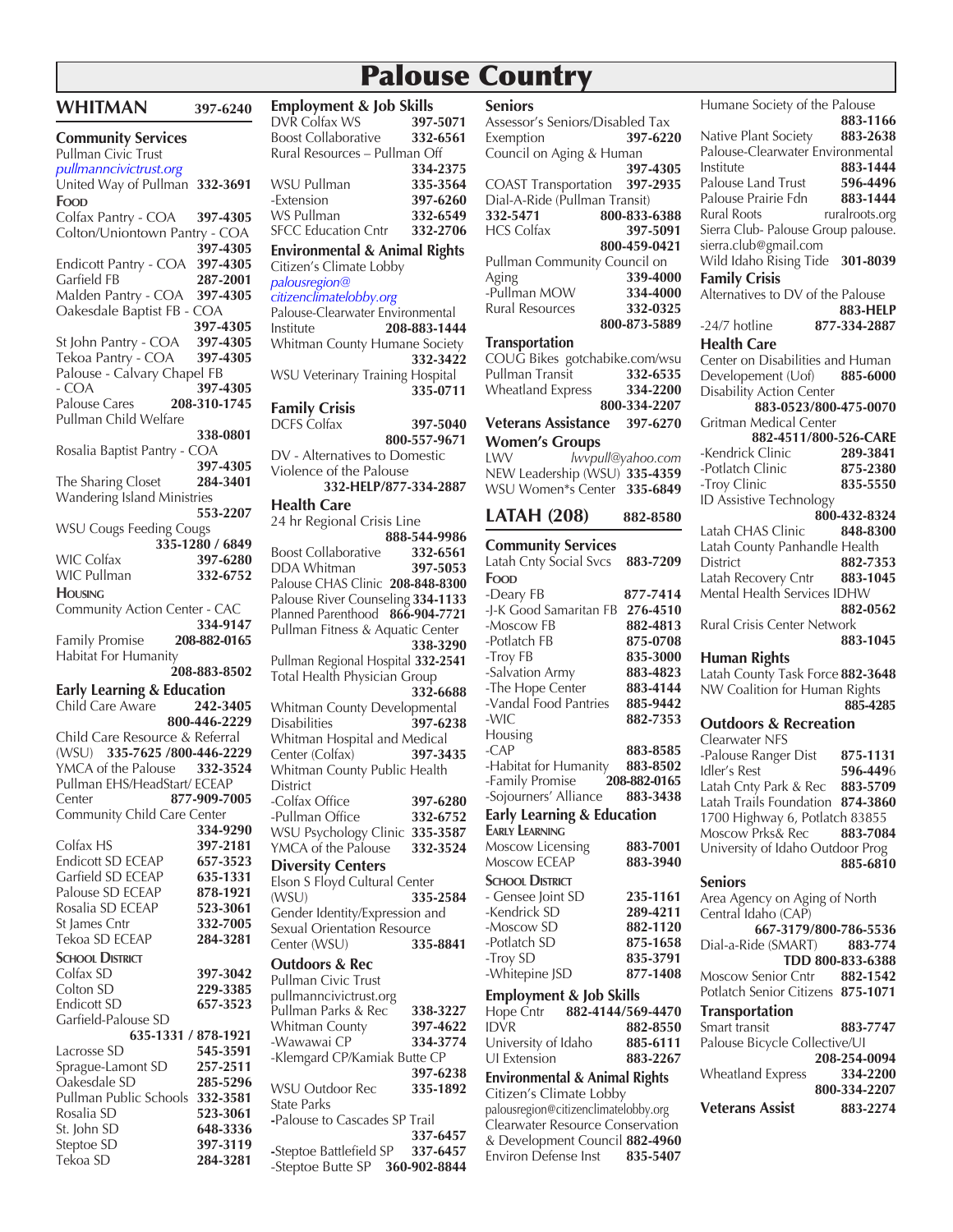# Palouse Country

## WHITMAN 397-6240

### Community Services

Pullman Civic Trust
*pullmanncivictrust.org*
United Way of Pullman 332-3691

**Food**

Colfax Pantry - COA 397-4305
Colton/Uniontown Pantry - COA 397-4305
Endicott Pantry - COA 397-4305
Garfield FB 287-2001
Malden Pantry - COA 397-4305
Oakesdale Baptist FB - COA 397-4305
St John Pantry - COA 397-4305
Tekoa Pantry - COA 397-4305
Palouse - Calvary Chapel FB - COA 397-4305
Palouse Cares 208-310-1745
Pullman Child Welfare 338-0801
Rosalia Baptist Pantry - COA 397-4305
The Sharing Closet 284-3401
Wandering Island Ministries 553-2207
WSU Cougs Feeding Cougs 335-1280 / 6849
WIC Colfax 397-6280
WIC Pullman 332-6752

**Housing**

Community Action Center - CAC 334-9147
Family Promise 208-882-0165
Habitat For Humanity 208-883-8502

### Early Learning & Education

Child Care Aware 242-3405 800-446-2229
Child Care Resource & Referral (WSU) 335-7625 /800-446-2229
YMCA of the Palouse 332-3524
Pullman EHS/HeadStart/ ECEAP Center 877-909-7005
Community Child Care Center 334-9290
Colfax HS 397-2181
Endicott SD ECEAP 657-3523
Garfield SD ECEAP 635-1331
Palouse SD ECEAP 878-1921
Rosalia SD ECEAP 523-3061
St James Cntr 332-7005
Tekoa SD ECEAP 284-3281

**School District**

Colfax SD 397-3042
Colton SD 229-3385
Endicott SD 657-3523
Garfield-Palouse SD 635-1331 / 878-1921
Lacrosse SD 545-3591
Sprague-Lamont SD 257-2511
Oakesdale SD 285-5296
Pullman Public Schools 332-3581
Rosalia SD 523-3061
St. John SD 648-3336
Steptoe SD 397-3119
Tekoa SD 284-3281

### Employment & Job Skills

DVR Colfax WS 397-5071
Boost Collaborative 332-6561
Rural Resources – Pullman Off 334-2375
WSU Pullman 335-3564
-Extension 397-6260
WS Pullman 332-6549
SFCC Education Cntr 332-2706

### Environmental & Animal Rights

Citizen's Climate Lobby
*palousregion@ citizenclimatelobby.org*
Palouse-Clearwater Environmental Institute 208-883-1444
Whitman County Humane Society 332-3422
WSU Veterinary Training Hospital 335-0711

### Family Crisis

DCFS Colfax 397-5040 800-557-9671
DV - Alternatives to Domestic Violence of the Palouse 332-HELP/877-334-2887

### Health Care

24 hr Regional Crisis Line 888-544-9986
Boost Collaborative 332-6561
DDA Whitman 397-5053
Palouse CHAS Clinic 208-848-8300
Palouse River Counseling 334-1133
Planned Parenthood 866-904-7721
Pullman Fitness & Aquatic Center 338-3290
Pullman Regional Hospital 332-2541
Total Health Physician Group 332-6688
Whitman County Developmental Disabilities 397-6238
Whitman Hospital and Medical Center (Colfax) 397-3435
Whitman County Public Health District
-Colfax Office 397-6280
-Pullman Office 332-6752
WSU Psychology Clinic 335-3587
YMCA of the Palouse 332-3524

### Diversity Centers

Elson S Floyd Cultural Center (WSU) 335-2584
Gender Identity/Expression and Sexual Orientation Resource Center (WSU) 335-8841

### Outdoors & Rec

Pullman Civic Trust
pullmanncivictrust.org
Pullman Parks & Rec 338-3227
Whitman County 397-4622
-Wawawai CP 334-3774
-Klemgard CP/Kamiak Butte CP 397-6238
WSU Outdoor Rec 335-1892
State Parks
-Palouse to Cascades SP Trail 337-6457
-Steptoe Battlefield SP 337-6457
-Steptoe Butte SP 360-902-8844

### Seniors

Assessor's Seniors/Disabled Tax Exemption 397-6220
Council on Aging & Human 397-4305
COAST Transportation 397-2935
Dial-A-Ride (Pullman Transit) 332-5471 800-833-6388
HCS Colfax 397-5091 800-459-0421
Pullman Community Council on Aging 339-4000
-Pullman MOW 334-4000
Rural Resources 332-0325 800-873-5889

### Transportation

COUG Bikes gotchabike.com/wsu
Pullman Transit 332-6535
Wheatland Express 334-2200 800-334-2207

### Veterans Assistance 397-6270

### Women's Groups

LWV *lwvpull@yahoo.com*
NEW Leadership (WSU) 335-4359
WSU Women*s Center 335-6849

## LATAH (208) 882-8580

### Community Services

Latah Cnty Social Svcs 883-7209

**Food**

-Deary FB 877-7414
-J-K Good Samaritan FB 276-4510
-Moscow FB 882-4813
-Potlatch FB 875-0708
-Troy FB 835-3000
-Salvation Army 883-4823
-The Hope Center 883-4144
-Vandal Food Pantries 885-9442
-WIC 882-7353

Housing

-CAP 883-8585
-Habitat for Humanity 883-8502
-Family Promise 208-882-0165
-Sojourners' Alliance 883-3438

### Early Learning & Education

**Early Learning**

Moscow Licensing 883-7001
Moscow ECEAP 883-3940

**School District**

- Gensee Joint SD 235-1161
-Kendrick SD 289-4211
-Moscow SD 882-1120
-Potlatch SD 875-1658
-Troy SD 835-3791
-Whitepine JSD 877-1408

### Employment & Job Skills

Hope Cntr 882-4144/569-4470
IDVR 882-8550
University of Idaho 885-6111
UI Extension 883-2267

### Environmental & Animal Rights

Citizen's Climate Lobby
palousregion@citizenclimatelobby.org
Clearwater Resource Conservation & Development Council 882-4960
Environ Defense Inst 835-5407
Humane Society of the Palouse 883-1166
Native Plant Society 883-2638
Palouse-Clearwater Environmental Institute 883-1444
Palouse Land Trust 596-4496
Palouse Prairie Fdn 883-1444
Rural Roots ruralroots.org
Sierra Club- Palouse Group palouse.sierra.club@gmail.com
Wild Idaho Rising Tide 301-8039

### Family Crisis

Alternatives to DV of the Palouse 883-HELP
-24/7 hotline 877-334-2887

### Health Care

Center on Disabilities and Human Developement (Uof) 885-6000
Disability Action Center 883-0523/800-475-0070
Gritman Medical Center 882-4511/800-526-CARE
-Kendrick Clinic 289-3841
-Potlatch Clinic 875-2380
-Troy Clinic 835-5550
ID Assistive Technology 800-432-8324
Latah CHAS Clinic 848-8300
Latah County Panhandle Health District 882-7353
Latah Recovery Cntr 883-1045
Mental Health Services IDHW 882-0562
Rural Crisis Center Network 883-1045

### Human Rights

Latah County Task Force 882-3648
NW Coalition for Human Rights 885-4285

### Outdoors & Recreation

Clearwater NFS
-Palouse Ranger Dist 875-1131
Idler's Rest 596-4496
Latah Cnty Park & Rec 883-5709
Latah Trails Foundation 874-3860
1700 Highway 6, Potlatch 83855
Moscow Prks& Rec 883-7084
University of Idaho Outdoor Prog 885-6810

### Seniors

Area Agency on Aging of North Central Idaho (CAP) 667-3179/800-786-5536
Dial-a-Ride (SMART) 883-774 TDD 800-833-6388
Moscow Senior Cntr 882-1542
Potlatch Senior Citizens 875-1071

### Transportation

Smart transit 883-7747
Palouse Bicycle Collective/UI 208-254-0094
Wheatland Express 334-2200 800-334-2207

### Veterans Assist 883-2274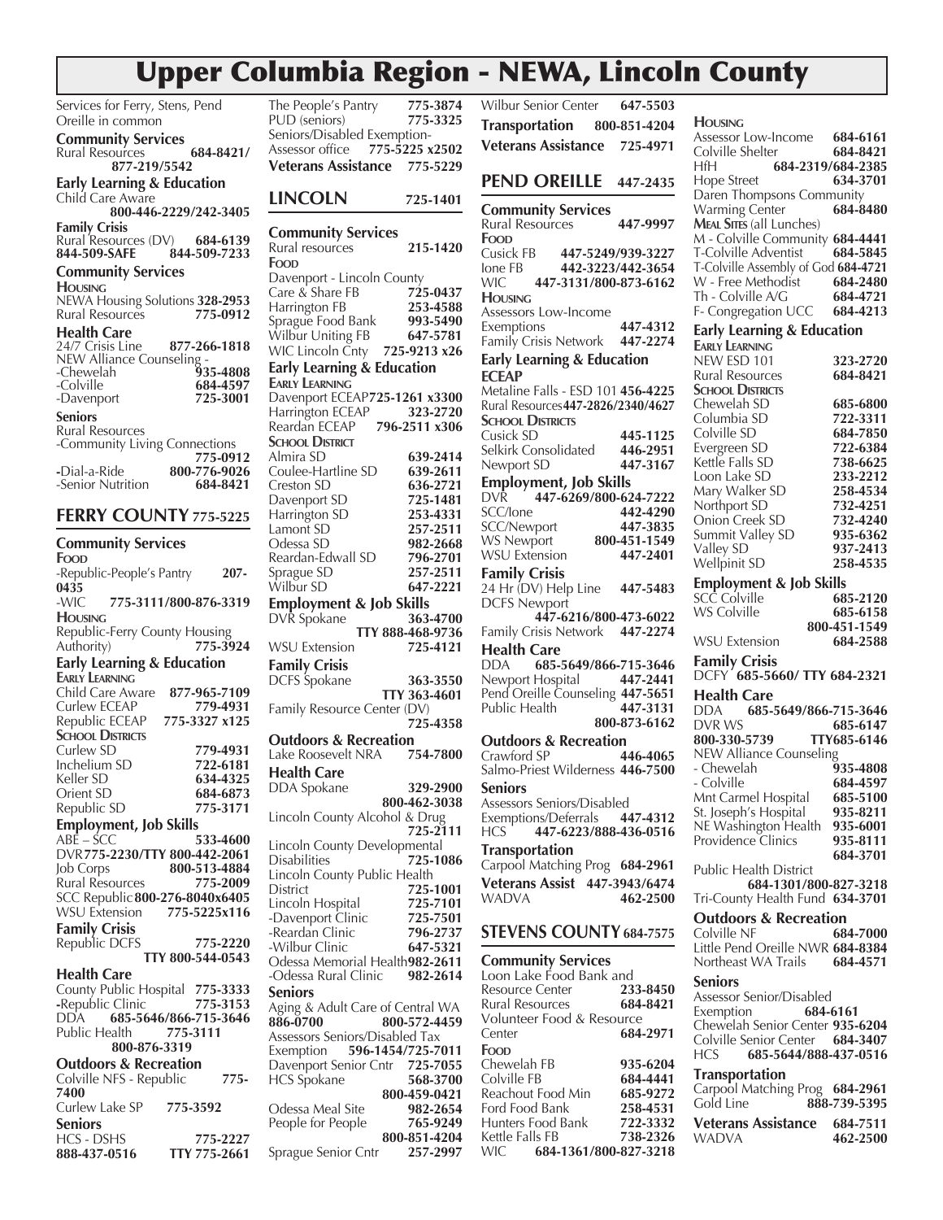# Upper Columbia Region - NEWA, Lincoln County

Services for Ferry, Stens, Pend Oreille in common

**Community Services**
Rural Resources **684-8421/ 877-219/5542**

**Early Learning & Education**
Child Care Aware **800-446-2229/242-3405**

**Family Crisis**
Rural Resources (DV) **684-6139**
**844-509-SAFE 844-509-7233**

**Community Services**

**HOUSING**
NEWA Housing Solutions **328-2953**
Rural Resources **775-0912**

**Health Care**
24/7 Crisis Line **877-266-1818**
NEW Alliance Counseling -
-Chewelah **935-4808**
-Colville **684-4597**
-Davenport **725-3001**

**Seniors**
Rural Resources
-Community Living Connections **775-0912**
-Dial-a-Ride **800-776-9026**
-Senior Nutrition **684-8421**

## FERRY COUNTY 775-5225

**Community Services**

**FOOD**
-Republic-People's Pantry **207-0435**
-WIC **775-3111/800-876-3319**

**HOUSING**
Republic-Ferry County Housing Authority) **775-3924**

**Early Learning & Education**

**EARLY LEARNING**
Child Care Aware **877-965-7109**
Curlew ECEAP **779-4931**
Republic ECEAP **775-3327 x125**

**SCHOOL DISTRICTS**
Curlew SD **779-4931**
Inchelium SD **722-6181**
Keller SD **634-4325**
Orient SD **684-6873**
Republic SD **775-3171**

**Employment, Job Skills**
ABE – SCC **533-4600**
DVR **775-2230/TTY 800-442-2061**
Job Corps **800-513-4884**
Rural Resources **775-2009**
SCC Republic **800-276-8040x6405**
WSU Extension **775-5225x116**

**Family Crisis**
Republic DCFS **775-2220**
**TTY 800-544-0543**

**Health Care**
County Public Hospital **775-3333**
-Republic Clinic **775-3153**
DDA **685-5646/866-715-3646**
Public Health **775-3111**
**800-876-3319**

**Outdoors & Recreation**
Colville NFS - Republic **775-7400**
Curlew Lake SP **775-3592**

**Seniors**
HCS - DSHS **775-2227**
**888-437-0516 TTY 775-2661**

The People's Pantry **775-3874**
PUD (seniors) **775-3325**
Seniors/Disabled Exemption-
Assessor office **775-5225 x2502**

**Veterans Assistance 775-5229**

## LINCOLN 725-1401

**Community Services**
Rural resources **215-1420**

**FOOD**
Davenport - Lincoln County Care & Share FB **725-0437**
Harrington FB **253-4588**
Sprague Food Bank **993-5490**
Wilbur Uniting FB **647-5781**
WIC Lincoln Cnty **725-9213 x26**

**Early Learning & Education**

**EARLY LEARNING**
Davenport ECEAP **725-1261 x3300**
Harrington ECEAP **323-2720**
Reardan ECEAP **796-2511 x306**

**SCHOOL DISTRICT**
Almira SD **639-2414**
Coulee-Hartline SD **639-2611**
Creston SD **636-2721**
Davenport SD **725-1481**
Harrington SD **253-4331**
Lamont SD **257-2511**
Odessa SD **982-2668**
Reardan-Edwall SD **796-2701**
Sprague SD **257-2511**
Wilbur SD **647-2221**

**Employment & Job Skills**
DVR Spokane **363-4700**
**TTY 888-468-9736**
WSU Extension **725-4121**

**Family Crisis**
DCFS Spokane **363-3550**
**TTY 363-4601**
Family Resource Center (DV) **725-4358**

**Outdoors & Recreation**
Lake Roosevelt NRA **754-7800**

**Health Care**
DDA Spokane **329-2900**
**800-462-3038**
Lincoln County Alcohol & Drug **725-2111**
Lincoln County Developmental Disabilities **725-1086**
Lincoln County Public Health District **725-1001**
Lincoln Hospital **725-7101**
-Davenport Clinic **725-7501**
-Reardan Clinic **796-2737**
-Wilbur Clinic **647-5321**
Odessa Memorial Health **982-2611**
-Odessa Rural Clinic **982-2614**

**Seniors**
Aging & Adult Care of Central WA **886-0700 800-572-4459**
Assessors Seniors/Disabled Tax Exemption **596-1454/725-7011**
Davenport Senior Cntr **725-7055**
HCS Spokane **568-3700**
**800-459-0421**
Odessa Meal Site **982-2654**
People for People **765-9249**
**800-851-4204**
Sprague Senior Cntr **257-2997**
Wilbur Senior Center **647-5503**

**Transportation 800-851-4204**

**Veterans Assistance 725-4971**

## PEND OREILLE 447-2435

**Community Services**
Rural Resources **447-9997**

**FOOD**
Cusick FB **447-5249/939-3227**
Ione FB **442-3223/442-3654**
WIC **447-3131/800-873-6162**

**HOUSING**
Assessors Low-Income Exemptions **447-4312**
Family Crisis Network **447-2274**

**Early Learning & Education**

**ECEAP**
Metaline Falls - ESD 101 **456-4225**
Rural Resources **447-2826/2340/4627**

**SCHOOL DISTRICTS**
Cusick SD **445-1125**
Selkirk Consolidated **446-2951**
Newport SD **447-3167**

**Employment, Job Skills**
DVR **447-6269/800-624-7222**
SCC/Ione **442-4290**
SCC/Newport **447-3835**
WS Newport **800-451-1549**
WSU Extension **447-2401**

**Family Crisis**
24 Hr (DV) Help Line **447-5483**
DCFS Newport **447-6216/800-473-6022**
Family Crisis Network **447-2274**

**Health Care**
DDA **685-5649/866-715-3646**
Newport Hospital **447-2441**
Pend Oreille Counseling **447-5651**
Public Health **447-3131**
**800-873-6162**

**Outdoors & Recreation**
Crawford SP **446-4065**
Salmo-Priest Wilderness **446-7500**

**Seniors**
Assessors Seniors/Disabled Exemptions/Deferrals **447-4312**
HCS **447-6223/888-436-0516**

**Transportation**
Carpool Matching Prog **684-2961**

**Veterans Assist 447-3943/6474**
WADVA **462-2500**

## STEVENS COUNTY 684-7575

**Community Services**
Loon Lake Food Bank and Resource Center **233-8450**
Rural Resources **684-8421**
Volunteer Food & Resource Center **684-2971**

**FOOD**
Chewelah FB **935-6204**
Colville FB **684-4441**
Reachout Food Min **685-9272**
Ford Food Bank **258-4531**
Hunters Food Bank **722-3332**
Kettle Falls FB **738-2326**
WIC **684-1361/800-827-3218**

**HOUSING**
Assessor Low-Income **684-6161**
Colville Shelter **684-8421**
HfH **684-2319/684-2385**
Hope Street **634-3701**
Daren Thompsons Community Warming Center **684-8480**

**MEAL SITES** (all Lunches)
M - Colville Community **684-4441**
T-Colville Adventist **684-5845**
T-Colville Assembly of God **684-4721**
W - Free Methodist **684-2480**
Th - Colville A/G **684-4721**
F- Congregation UCC **684-4213**

**Early Learning & Education**

**EARLY LEARNING**
NEW ESD 101 **323-2720**
Rural Resources **684-8421**

**SCHOOL DISTRICTS**
Chewelah SD **685-6800**
Columbia SD **722-3311**
Colville SD **684-7850**
Evergreen SD **722-6384**
Kettle Falls SD **738-6625**
Loon Lake SD **233-2212**
Mary Walker SD **258-4534**
Northport SD **732-4251**
Onion Creek SD **732-4240**
Summit Valley SD **935-6362**
Valley SD **937-2413**
Wellpinit SD **258-4535**

**Employment & Job Skills**
SCC Colville **685-2120**
WS Colville **685-6158**
**800-451-1549**
WSU Extension **684-2588**

**Family Crisis**
DCFY **685-5660/ TTY 684-2321**

**Health Care**
DDA **685-5649/866-715-3646**
DVR WS **685-6147**
**800-330-5739 TTY685-6146**
NEW Alliance Counseling
- Chewelah **935-4808**
- Colville **684-4597**
Mnt Carmel Hospital **685-5100**
St. Joseph's Hospital **935-8211**
NE Washington Health **935-6001**
Providence Clinics **935-8111**
**684-3701**
Public Health District **684-1301/800-827-3218**
Tri-County Health Fund **634-3701**

**Outdoors & Recreation**
Colville NF **684-7000**
Little Pend Oreille NWR **684-8384**
Northeast WA Trails **684-4571**

**Seniors**
Assessor Senior/Disabled Exemption **684-6161**
Chewelah Senior Center **935-6204**
Colville Senior Center **684-3407**
HCS **685-5644/888-437-0516**

**Transportation**
Carpool Matching Prog **684-2961**
Gold Line **888-739-5395**

**Veterans Assistance 684-7511**
WADVA **462-2500**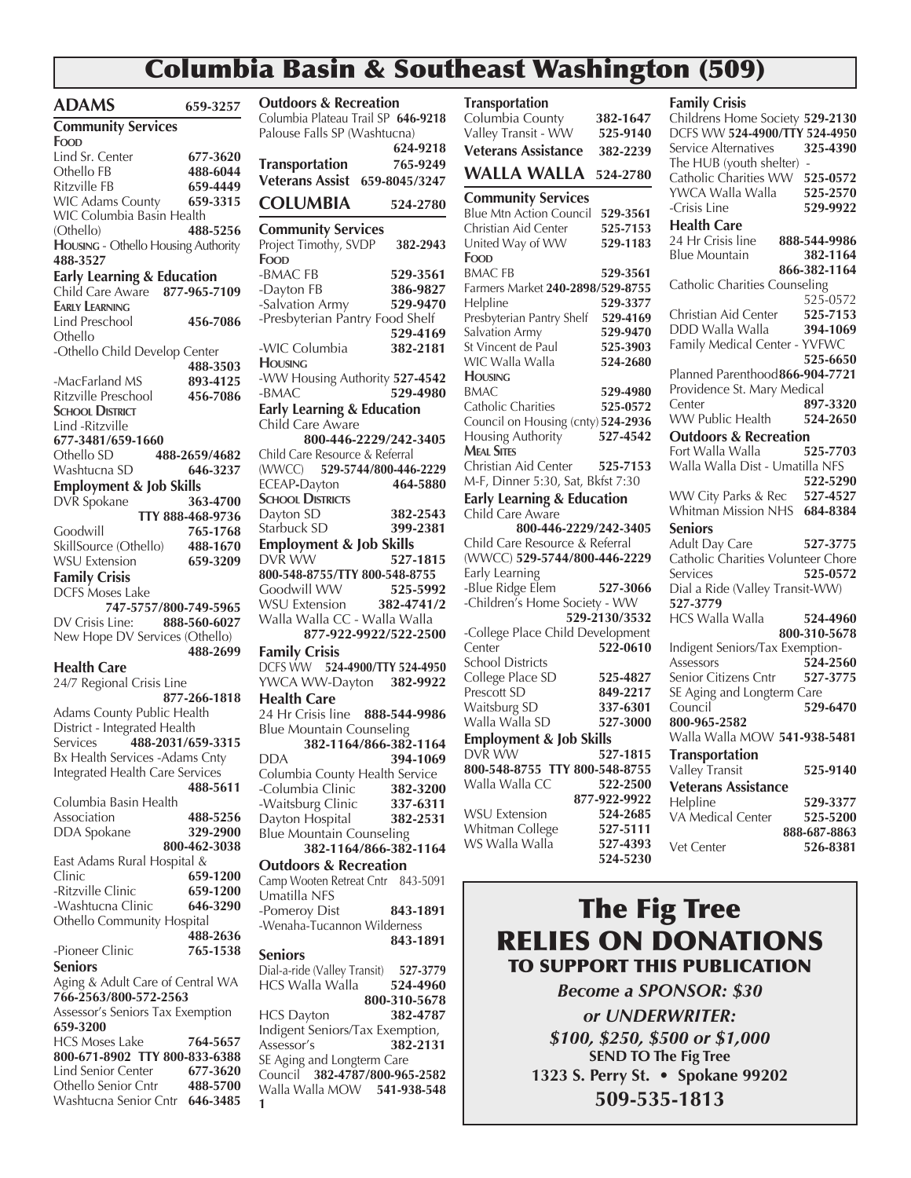# Columbia Basin & Southeast Washington (509)

## ADAMS 659-3257

### Community Services

**Food**

Lind Sr. Center **677-3620**
Othello FB **488-6044**
Ritzville FB **659-4449**
WIC Adams County **659-3315**
WIC Columbia Basin Health (Othello) **488-5256**

**Housing** - Othello Housing Authority **488-3527**

### Early Learning & Education

Child Care Aware **877-965-7109**

**Early Learning**

Lind Preschool **456-7086**
Othello
-Othello Child Develop Center **488-3503**
-MacFarland MS **893-4125**
Ritzville Preschool **456-7086**

**School District**

Lind -Ritzville **677-3481/659-1660**
Othello SD **488-2659/4682**
Washtucna SD **646-3237**

### Employment & Job Skills

DVR Spokane **363-4700**
**TTY 888-468-9736**
Goodwill **765-1768**
SkillSource (Othello) **488-1670**
WSU Extension **659-3209**

### Family Crisis

DCFS Moses Lake **747-5757/800-749-5965**
DV Crisis Line: **888-560-6027**
New Hope DV Services (Othello) **488-2699**

### Health Care

24/7 Regional Crisis Line **877-266-1818**
Adams County Public Health District - Integrated Health Services **488-2031/659-3315**
Bx Health Services -Adams Cnty Integrated Health Care Services **488-5611**
Columbia Basin Health Association **488-5256**
DDA Spokane **329-2900**
**800-462-3038**
East Adams Rural Hospital & Clinic **659-1200**
-Ritzville Clinic **659-1200**
-Washtucna Clinic **646-3290**
Othello Community Hospital **488-2636**
-Pioneer Clinic **765-1538**

### Seniors

Aging & Adult Care of Central WA **766-2563/800-572-2563**
Assessor's Seniors Tax Exemption **659-3200**
HCS Moses Lake **764-5657**
**800-671-8902 TTY 800-833-6388**
Lind Senior Center **677-3620**
Othello Senior Cntr **488-5700**
Washtucna Senior Cntr **646-3485**

### Outdoors & Recreation

Columbia Plateau Trail SP **646-9218**
Palouse Falls SP (Washtucna) **624-9218**

### Transportation **765-9249**

### Veterans Assist **659-8045/3247**

## COLUMBIA 524-2780

### Community Services

Project Timothy, SVDP **382-2943**

**Food**

-BMAC FB **529-3561**
-Dayton FB **386-9827**
-Salvation Army **529-9470**
-Presbyterian Pantry Food Shelf **529-4169**
-WIC Columbia **382-2181**

**Housing**

-WW Housing Authority **527-4542**
-BMAC **529-4980**

### Early Learning & Education

Child Care Aware **800-446-2229/242-3405**
Child Care Resource & Referral (WWCC) **529-5744/800-446-2229**
ECEAP-Dayton **464-5880**

**School Districts**

Dayton SD **382-2543**
Starbuck SD **399-2381**

### Employment & Job Skills

DVR WW **527-1815**
**800-548-8755/TTY 800-548-8755**
Goodwill WW **525-5992**
WSU Extension **382-4741/2**
Walla Walla CC - Walla Walla **877-922-9922/522-2500**

### Family Crisis

DCFS WW **524-4900/TTY 524-4950**
YWCA WW-Dayton **382-9922**

### Health Care

24 Hr Crisis line **888-544-9986**
Blue Mountain Counseling **382-1164/866-382-1164**
DDA **394-1069**
Columbia County Health Service
-Columbia Clinic **382-3200**
-Waitsburg Clinic **337-6311**
Dayton Hospital **382-2531**
Blue Mountain Counseling **382-1164/866-382-1164**

### Outdoors & Recreation

Camp Wooten Retreat Cntr 843-5091
Umatilla NFS
-Pomeroy Dist **843-1891**
-Wenaha-Tucannon Wilderness **843-1891**

### Seniors

Dial-a-ride (Valley Transit) **527-3779**
HCS Walla Walla **524-4960**
**800-310-5678**
HCS Dayton **382-4787**
Indigent Seniors/Tax Exemption, Assessor's **382-2131**
SE Aging and Longterm Care Council **382-4787/800-965-2582**
Walla Walla MOW **541-938-5481**

### Transportation

Columbia County **382-1647**
Valley Transit - WW **525-9140**

### Veterans Assistance **382-2239**

## WALLA WALLA 524-2780

### Community Services

Blue Mtn Action Council **529-3561**
Christian Aid Center **525-7153**
United Way of WW **529-1183**

**Food**

BMAC FB **529-3561**
Farmers Market **240-2898/529-8755**
Helpline **529-3377**
Presbyterian Pantry Shelf **529-4169**
Salvation Army **529-9470**
St Vincent de Paul **525-3903**
WIC Walla Walla **524-2680**

**Housing**

BMAC **529-4980**
Catholic Charities **525-0572**
Council on Housing (cnty) **524-2936**
Housing Authority **527-4542**

**Meal Sites**

Christian Aid Center **525-7153**
M-F, Dinner 5:30, Sat, Bkfst 7:30

### Early Learning & Education

Child Care Aware **800-446-2229/242-3405**
Child Care Resource & Referral (WWCC) **529-5744/800-446-2229**
Early Learning
-Blue Ridge Elem **527-3066**
-Children's Home Society - WW **529-2130/3532**
-College Place Child Development Center **522-0610**

School Districts

College Place SD **525-4827**
Prescott SD **849-2217**
Waitsburg SD **337-6301**
Walla Walla SD **527-3000**

### Employment & Job Skills

DVR WW **527-1815**
**800-548-8755 TTY 800-548-8755**
Walla Walla CC **522-2500**
**877-922-9922**
WSU Extension **524-2685**
Whitman College **527-5111**
WS Walla Walla **527-4393**
**524-5230**

### Family Crisis

Childrens Home Society **529-2130**
DCFS WW **524-4900/TTY 524-4950**
Service Alternatives **325-4390**
The HUB (youth shelter) -
Catholic Charities WW **525-0572**
YWCA Walla Walla **525-2570**
-Crisis Line **529-9922**

### Health Care

24 Hr Crisis line **888-544-9986**
Blue Mountain **382-1164**
**866-382-1164**
Catholic Charities Counseling 525-0572
Christian Aid Center **525-7153**
DDD Walla Walla **394-1069**
Family Medical Center - YVFWC **525-6650**
Planned Parenthood **866-904-7721**
Providence St. Mary Medical Center **897-3320**
WW Public Health **524-2650**

### Outdoors & Recreation

Fort Walla Walla **525-7703**
Walla Walla Dist - Umatilla NFS **522-5290**
WW City Parks & Rec **527-4527**
Whitman Mission NHS **684-8384**

### Seniors

Adult Day Care **527-3775**
Catholic Charities Volunteer Chore Services **525-0572**
Dial a Ride (Valley Transit-WW) **527-3779**
HCS Walla Walla **524-4960**
**800-310-5678**
Indigent Seniors/Tax Exemption- Assessors **524-2560**
Senior Citizens Cntr **527-3775**
SE Aging and Longterm Care Council **529-6470**
**800-965-2582**
Walla Walla MOW **541-938-5481**

### Transportation

Valley Transit **525-9140**

### Veterans Assistance

Helpline **529-3377**
VA Medical Center **525-5200**
**888-687-8863**
Vet Center **526-8381**

---

# The Fig Tree
# RELIES ON DONATIONS
## TO SUPPORT THIS PUBLICATION

***Become a SPONSOR: $30***
***or UNDERWRITER:***
***$100, $250, $500 or $1,000***

**SEND TO The Fig Tree**
**1323 S. Perry St. • Spokane 99202**
**509-535-1813**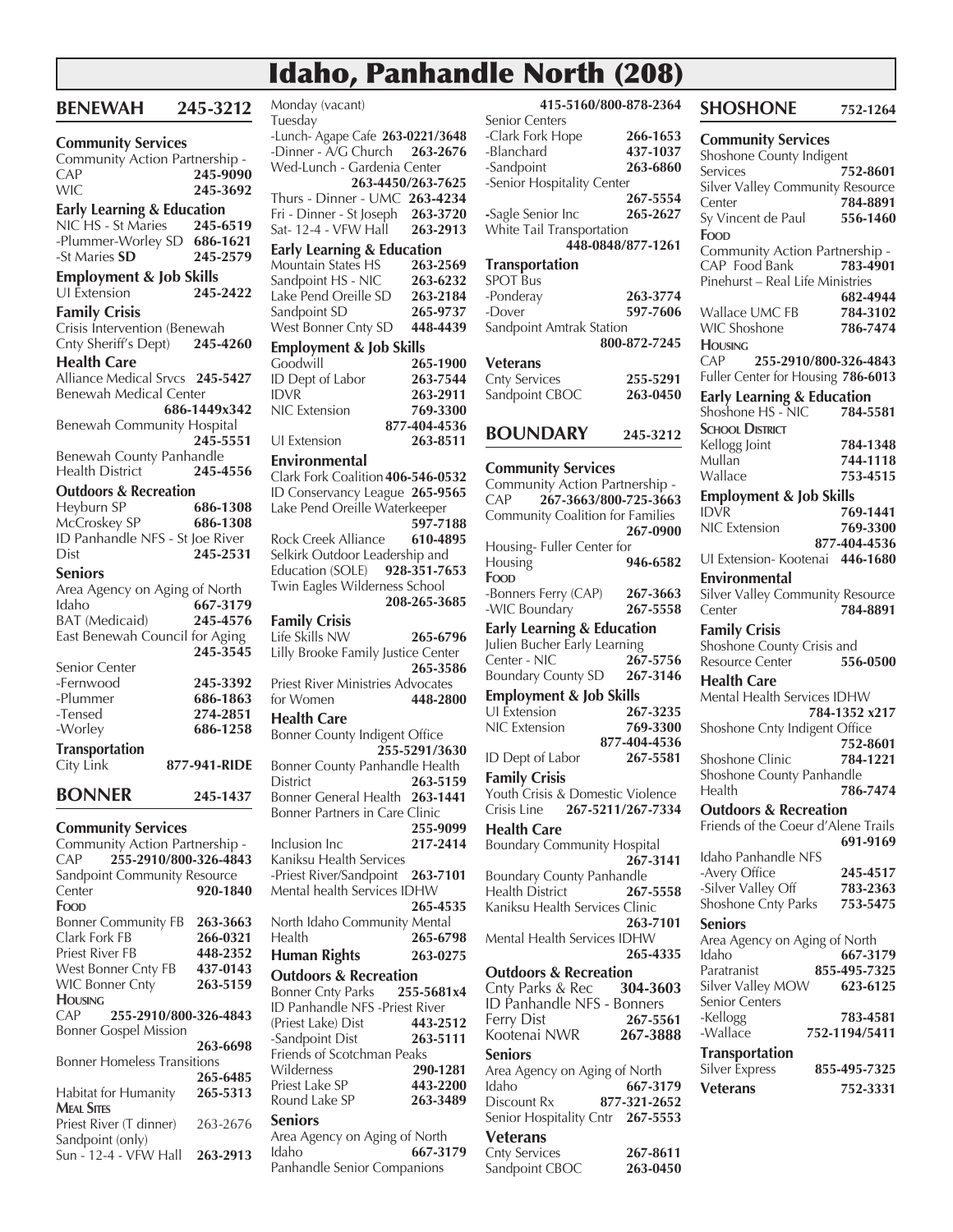# Idaho, Panhandle North (208)

## BENEWAH 245-3212

### Community Services

Community Action Partnership -
CAP 245-9090
WIC 245-3692

### Early Learning & Education

NIC HS - St Maries 245-6519
-Plummer-Worley SD 686-1621
-St Maries **SD** 245-2579

### Employment & Job Skills

UI Extension 245-2422

### Family Crisis

Crisis Intervention (Benewah Cnty Sheriff's Dept) 245-4260

### Health Care

Alliance Medical Srvcs 245-5427
Benewah Medical Center 686-1449x342
Benewah Community Hospital 245-5551
Benewah County Panhandle Health District 245-4556

### Outdoors & Recreation

Heyburn SP 686-1308
McCroskey SP 686-1308
ID Panhandle NFS - St Joe River Dist 245-2531

### Seniors

Area Agency on Aging of North Idaho 667-3179
BAT (Medicaid) 245-4576
East Benewah Council for Aging 245-3545
Senior Center
-Fernwood 245-3392
-Plummer 686-1863
-Tensed 274-2851
-Worley 686-1258

### Transportation

City Link 877-941-RIDE

## BONNER 245-1437

### Community Services

Community Action Partnership -
CAP 255-2910/800-326-4843
Sandpoint Community Resource Center 920-1840

**Food**

Bonner Community FB 263-3663
Clark Fork FB 266-0321
Priest River FB 448-2352
West Bonner Cnty FB 437-0143
WIC Bonner Cnty 263-5159

**Housing**

CAP 255-2910/800-326-4843
Bonner Gospel Mission 263-6698
Bonner Homeless Transitions 265-6485
Habitat for Humanity 265-5313

**Meal Sites**

Priest River (T dinner) 263-2676
Sandpoint (only)
Sun - 12-4 - VFW Hall 263-2913
Monday (vacant)
Tuesday
-Lunch- Agape Cafe 263-0221/3648
-Dinner - A/G Church 263-2676
Wed-Lunch - Gardenia Center 263-4450/263-7625
Thurs - Dinner - UMC 263-4234
Fri - Dinner - St Joseph 263-3720
Sat- 12-4 - VFW Hall 263-2913

### Early Learning & Education

Mountain States HS 263-2569
Sandpoint HS - NIC 263-6232
Lake Pend Oreille SD 263-2184
Sandpoint SD 265-9737
West Bonner Cnty SD 448-4439

### Employment & Job Skills

Goodwill 265-1900
ID Dept of Labor 263-7544
IDVR 263-2911
NIC Extension 769-3300 / 877-404-4536
UI Extension 263-8511

### Environmental

Clark Fork Coalition 406-546-0532
ID Conservancy League 265-9565
Lake Pend Oreille Waterkeeper 597-7188
Rock Creek Alliance 610-4895
Selkirk Outdoor Leadership and Education (SOLE) 928-351-7653
Twin Eagles Wilderness School 208-265-3685

### Family Crisis

Life Skills NW 265-6796
Lilly Brooke Family Justice Center 265-3586
Priest River Ministries Advocates for Women 448-2800

### Health Care

Bonner County Indigent Office 255-5291/3630
Bonner County Panhandle Health District 263-5159
Bonner General Health 263-1441
Bonner Partners in Care Clinic 255-9099
Inclusion Inc 217-2414
Kaniksu Health Services
-Priest River/Sandpoint 263-7101
Mental health Services IDHW 265-4535
North Idaho Community Mental Health 265-6798

### Human Rights 263-0275

### Outdoors & Recreation

Bonner Cnty Parks 255-5681x4
ID Panhandle NFS -Priest River (Priest Lake) Dist 443-2512
-Sandpoint Dist 263-5111
Friends of Scotchman Peaks Wilderness 290-1281
Priest Lake SP 443-2200
Round Lake SP 263-3489

### Seniors

Area Agency on Aging of North Idaho 667-3179
Panhandle Senior Companions 415-5160/800-878-2364
Senior Centers
-Clark Fork Hope 266-1653
-Blanchard 437-1037
-Sandpoint 263-6860
-Senior Hospitality Center 267-5554
-Sagle Senior Inc 265-2627
White Tail Transportation 448-0848/877-1261

### Transportation

SPOT Bus
-Ponderay 263-3774
-Dover 597-7606
Sandpoint Amtrak Station 800-872-7245

### Veterans

Cnty Services 255-5291
Sandpoint CBOC 263-0450

## BOUNDARY 245-3212

### Community Services

Community Action Partnership -
CAP 267-3663/800-725-3663
Community Coalition for Families 267-0900
Housing- Fuller Center for Housing 946-6582

**Food**

-Bonners Ferry (CAP) 267-3663
-WIC Boundary 267-5558

### Early Learning & Education

Julien Bucher Early Learning Center - NIC 267-5756
Boundary County SD 267-3146

### Employment & Job Skills

UI Extension 267-3235
NIC Extension 769-3300 / 877-404-4536
ID Dept of Labor 267-5581

### Family Crisis

Youth Crisis & Domestic Violence Crisis Line 267-5211/267-7334

### Health Care

Boundary Community Hospital 267-3141
Boundary County Panhandle Health District 267-5558
Kaniksu Health Services Clinic 263-7101
Mental Health Services IDHW 265-4335

### Outdoors & Recreation

Cnty Parks & Rec 304-3603
ID Panhandle NFS - Bonners Ferry Dist 267-5561
Kootenai NWR 267-3888

### Seniors

Area Agency on Aging of North Idaho 667-3179
Discount Rx 877-321-2652
Senior Hospitality Cntr 267-5553

### Veterans

Cnty Services 267-8611
Sandpoint CBOC 263-0450

## SHOSHONE 752-1264

### Community Services

Shoshone County Indigent Services 752-8601
Silver Valley Community Resource Center 784-8891
Sy Vincent de Paul 556-1460

**Food**

Community Action Partnership -
CAP Food Bank 783-4901
Pinehurst – Real Life Ministries 682-4944
Wallace UMC FB 784-3102
WIC Shoshone 786-7474

**Housing**

CAP 255-2910/800-326-4843
Fuller Center for Housing 786-6013

### Early Learning & Education

Shoshone HS - NIC 784-5581

**School District**

Kellogg Joint 784-1348
Mullan 744-1118
Wallace 753-4515

### Employment & Job Skills

IDVR 769-1441
NIC Extension 769-3300 / 877-404-4536
UI Extension- Kootenai 446-1680

### Environmental

Silver Valley Community Resource Center 784-8891

### Family Crisis

Shoshone County Crisis and Resource Center 556-0500

### Health Care

Mental Health Services IDHW 784-1352 x217
Shoshone Cnty Indigent Office 752-8601
Shoshone Clinic 784-1221
Shoshone County Panhandle Health 786-7474

### Outdoors & Recreation

Friends of the Coeur d'Alene Trails 691-9169
Idaho Panhandle NFS
-Avery Office 245-4517
-Silver Valley Off 783-2363
Shoshone Cnty Parks 753-5475

### Seniors

Area Agency on Aging of North Idaho 667-3179
Paratranist 855-495-7325
Silver Valley MOW 623-6125
Senior Centers
-Kellogg 783-4581
-Wallace 752-1194/5411

### Transportation

Silver Express 855-495-7325

### Veterans 752-3331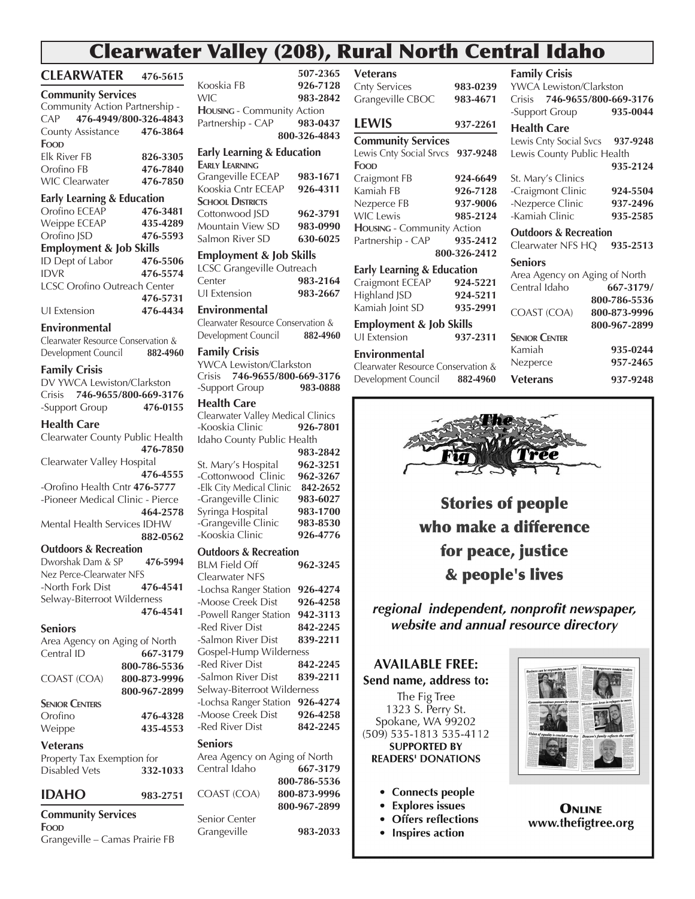# Clearwater Valley (208), Rural North Central Idaho

## CLEARWATER 476-5615

### Community Services

Community Action Partnership - CAP 476-4949/800-326-4843
County Assistance 476-3864

**Food**

Elk River FB 826-3305
Orofino FB 476-7840
WIC Clearwater 476-7850

### Early Learning & Education

Orofino ECEAP 476-3481
Weippe ECEAP 435-4289
Orofino JSD 476-5593

### Employment & Job Skills

ID Dept of Labor 476-5506
IDVR 476-5574
LCSC Orofino Outreach Center 476-5731
UI Extension 476-4434

### Environmental

Clearwater Resource Conservation & Development Council 882-4960

### Family Crisis

DV YWCA Lewiston/Clarkston
Crisis 746-9655/800-669-3176
-Support Group 476-0155

### Health Care

Clearwater County Public Health 476-7850
Clearwater Valley Hospital 476-4555
-Orofino Health Cntr 476-5777
-Pioneer Medical Clinic - Pierce 464-2578
Mental Health Services IDHW 882-0562

### Outdoors & Recreation

Dworshak Dam & SP 476-5994
Nez Perce-Clearwater NFS
-North Fork Dist 476-4541
Selway-Biterroot Wilderness 476-4541

### Seniors

Area Agency on Aging of North Central ID 667-3179
800-786-5536
COAST (COA) 800-873-9996
800-967-2899

**Senior Centers**

Orofino 476-4328
Weippe 435-4553

### Veterans

Property Tax Exemption for Disabled Vets 332-1033

## IDAHO 983-2751

### Community Services

**Food**

Grangeville – Camas Prairie FB 507-2365
Kooskia FB 926-7128
WIC 983-2842

**Housing** - Community Action Partnership - CAP 983-0437
800-326-4843

### Early Learning & Education

**Early Learning**

Grangeville ECEAP 983-1671
Kooskia Cntr ECEAP 926-4311

**School Districts**

Cottonwood JSD 962-3791
Mountain View SD 983-0990
Salmon River SD 630-6025

### Employment & Job Skills

LCSC Grangeville Outreach Center 983-2164
UI Extension 983-2667

### Environmental

Clearwater Resource Conservation & Development Council 882-4960

### Family Crisis

YWCA Lewiston/Clarkston
Crisis 746-9655/800-669-3176
-Support Group 983-0888

### Health Care

Clearwater Valley Medical Clinics
-Kooskia Clinic 926-7801
Idaho County Public Health 983-2842
St. Mary's Hospital 962-3251
-Cottonwood Clinic 962-3267
-Elk City Medical Clinic 842-2652
-Grangeville Clinic 983-6027
Syringa Hospital 983-1700
-Grangeville Clinic 983-8530
-Kooskia Clinic 926-4776

### Outdoors & Recreation

BLM Field Off 962-3245
Clearwater NFS
-Lochsa Ranger Station 926-4274
-Moose Creek Dist 926-4258
-Powell Ranger Station 942-3113
-Red River Dist 842-2245
-Salmon River Dist 839-2211
Gospel-Hump Wilderness
-Red River Dist 842-2245
-Salmon River Dist 839-2211
Selway-Biterroot Wilderness
-Lochsa Ranger Station 926-4274
-Moose Creek Dist 926-4258
-Red River Dist 842-2245

### Seniors

Area Agency on Aging of North Central Idaho 667-3179
800-786-5536
COAST (COA) 800-873-9996
800-967-2899
Senior Center
Grangeville 983-2033

### Veterans

Cnty Services 983-0239
Grangeville CBOC 983-4671

## LEWIS 937-2261

### Community Services

Lewis Cnty Social Srvcs 937-9248

**Food**

Craigmont FB 924-6649
Kamiah FB 926-7128
Nezperce FB 937-9006
WIC Lewis 985-2124

**Housing** - Community Action Partnership - CAP 935-2412
800-326-2412

### Early Learning & Education

Craigmont ECEAP 924-5221
Highland JSD 924-5211
Kamiah Joint SD 935-2991

### Employment & Job Skills

UI Extension 937-2311

### Environmental

Clearwater Resource Conservation & Development Council 882-4960

### Family Crisis

YWCA Lewiston/Clarkston
Crisis 746-9655/800-669-3176
-Support Group 935-0044

### Health Care

Lewis Cnty Social Svcs 937-9248
Lewis County Public Health 935-2124
St. Mary's Clinics
-Craigmont Clinic 924-5504
-Nezperce Clinic 937-2496
-Kamiah Clinic 935-2585

### Outdoors & Recreation

Clearwater NFS HQ 935-2513

### Seniors

Area Agency on Aging of North Central Idaho 667-3179/
800-786-5536
COAST (COA) 800-873-9996
800-967-2899

**Senior Center**

Kamiah 935-0244
Nezperce 957-2465

### Veterans 937-9248

---

**The Fig Tree**

**Stories of people who make a difference for peace, justice & people's lives**

***regional independent, nonprofit newspaper, website and annual resource directory***

**AVAILABLE FREE:**
**Send name, address to:**
The Fig Tree
1323 S. Perry St.
Spokane, WA 99202
(509) 535-1813 535-4112
**SUPPORTED BY READERS' DONATIONS**

- **Connects people**
- **Explores issues**
- **Offers reflections**
- **Inspires action**

**Online**
**www.thefigtree.org**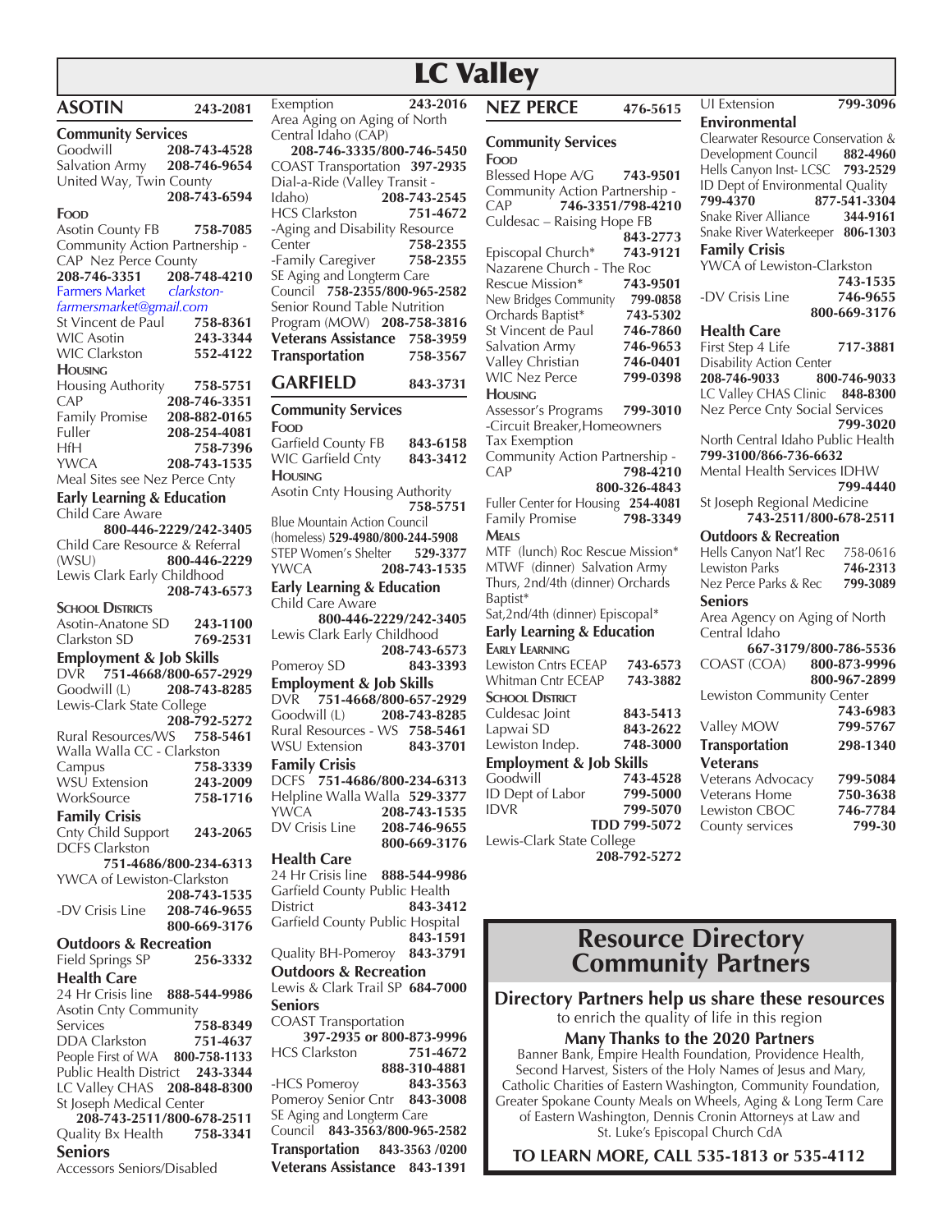# LC Valley

## ASOTIN 243-2081

### Community Services

Goodwill 208-743-4528
Salvation Army 208-746-9654
United Way, Twin County 208-743-6594

**Food**

Asotin County FB 758-7085
Community Action Partnership - CAP Nez Perce County
208-746-3351 208-748-4210
Farmers Market *clarkston-farmersmarket@gmail.com*
St Vincent de Paul 758-8361
WIC Asotin 243-3344
WIC Clarkston 552-4122

**Housing**

Housing Authority 758-5751
CAP 208-746-3351
Family Promise 208-882-0165
Fuller 208-254-4081
HfH 758-7396
YWCA 208-743-1535
Meal Sites see Nez Perce Cnty

### Early Learning & Education

Child Care Aware 800-446-2229/242-3405
Child Care Resource & Referral (WSU) 800-446-2229
Lewis Clark Early Childhood 208-743-6573

**School Districts**

Asotin-Anatone SD 243-1100
Clarkston SD 769-2531

### Employment & Job Skills

DVR 751-4668/800-657-2929
Goodwill (L) 208-743-8285
Lewis-Clark State College 208-792-5272
Rural Resources/WS 758-5461
Walla Walla CC - Clarkston Campus 758-3339
WSU Extension 243-2009
WorkSource 758-1716

### Family Crisis

Cnty Child Support 243-2065
DCFS Clarkston 751-4686/800-234-6313
YWCA of Lewiston-Clarkston 208-743-1535
-DV Crisis Line 208-746-9655 800-669-3176

### Outdoors & Recreation

Field Springs SP 256-3332

### Health Care

24 Hr Crisis line 888-544-9986
Asotin Cnty Community Services 758-8349
DDA Clarkston 751-4637
People First of WA 800-758-1133
Public Health District 243-3344
LC Valley CHAS 208-848-8300
St Joseph Medical Center 208-743-2511/800-678-2511
Quality Bx Health 758-3341

### Seniors

Accessors Seniors/Disabled Exemption 243-2016
Area Aging on Aging of North Central Idaho (CAP) 208-746-3335/800-746-5450
COAST Transportation 397-2935
Dial-a-Ride (Valley Transit - Idaho) 208-743-2545
HCS Clarkston 751-4672
-Aging and Disability Resource Center 758-2355
-Family Caregiver 758-2355
SE Aging and Longterm Care Council 758-2355/800-965-2582
Senior Round Table Nutrition Program (MOW) 208-758-3816

**Veterans Assistance** 758-3959
**Transportation** 758-3567

## GARFIELD 843-3731

### Community Services

**Food**

Garfield County FB 843-6158
WIC Garfield Cnty 843-3412

**Housing**

Asotin Cnty Housing Authority 758-5751
Blue Mountain Action Council (homeless) 529-4980/800-244-5908
STEP Women's Shelter 529-3377
YWCA 208-743-1535

### Early Learning & Education

Child Care Aware 800-446-2229/242-3405
Lewis Clark Early Childhood 208-743-6573
Pomeroy SD 843-3393

### Employment & Job Skills

DVR 751-4668/800-657-2929
Goodwill (L) 208-743-8285
Rural Resources - WS 758-5461
WSU Extension 843-3701

### Family Crisis

DCFS 751-4686/800-234-6313
Helpline Walla Walla 529-3377
YWCA 208-743-1535
DV Crisis Line 208-746-9655 800-669-3176

### Health Care

24 Hr Crisis line 888-544-9986
Garfield County Public Health District 843-3412
Garfield County Public Hospital 843-1591
Quality BH-Pomeroy 843-3791

### Outdoors & Recreation

Lewis & Clark Trail SP 684-7000

### Seniors

COAST Transportation 397-2935 or 800-873-9996
HCS Clarkston 751-4672 888-310-4881
-HCS Pomeroy 843-3563
Pomeroy Senior Cntr 843-3008
SE Aging and Longterm Care Council 843-3563/800-965-2582

**Transportation** 843-3563 /0200
**Veterans Assistance** 843-1391

## NEZ PERCE 476-5615

### Community Services

**Food**

Blessed Hope A/G 743-9501
Community Action Partnership - CAP 746-3351/798-4210
Culdesac – Raising Hope FB 843-2773
Episcopal Church* 743-9121
Nazarene Church - The Roc Rescue Mission* 743-9501
New Bridges Community 799-0858
Orchards Baptist* 743-5302
St Vincent de Paul 746-7860
Salvation Army 746-9653
Valley Christian 746-0401
WIC Nez Perce 799-0398

**Housing**

Assessor's Programs 799-3010
-Circuit Breaker,Homeowners Tax Exemption
Community Action Partnership - CAP 798-4210 800-326-4843
Fuller Center for Housing 254-4081
Family Promise 798-3349

**Meals**

MTF (lunch) Roc Rescue Mission*
MTWF (dinner) Salvation Army
Thurs, 2nd/4th (dinner) Orchards Baptist*
Sat,2nd/4th (dinner) Episcopal*

### Early Learning & Education

**Early Learning**

Lewiston Cntrs ECEAP 743-6573
Whitman Cntr ECEAP 743-3882

**School District**

Culdesac Joint 843-5413
Lapwai SD 843-2622
Lewiston Indep. 748-3000

### Employment & Job Skills

Goodwill 743-4528
ID Dept of Labor 799-5000
IDVR 799-5070 TDD 799-5072
Lewis-Clark State College 208-792-5272
UI Extension 799-3096

### Environmental

Clearwater Resource Conservation & Development Council 882-4960
Hells Canyon Inst- LCSC 793-2529
ID Dept of Environmental Quality 799-4370 877-541-3304
Snake River Alliance 344-9161
Snake River Waterkeeper 806-1303

### Family Crisis

YWCA of Lewiston-Clarkston 743-1535
-DV Crisis Line 746-9655 800-669-3176

### Health Care

First Step 4 Life 717-3881
Disability Action Center 208-746-9033 800-746-9033
LC Valley CHAS Clinic 848-8300
Nez Perce Cnty Social Services 799-3020
North Central Idaho Public Health 799-3100/866-736-6632
Mental Health Services IDHW 799-4440
St Joseph Regional Medicine 743-2511/800-678-2511

### Outdoors & Recreation

Hells Canyon Nat'l Rec 758-0616
Lewiston Parks 746-2313
Nez Perce Parks & Rec 799-3089

### Seniors

Area Agency on Aging of North Central Idaho 667-3179/800-786-5536
COAST (COA) 800-873-9996 800-967-2899
Lewiston Community Center 743-6983
Valley MOW 799-5767

**Transportation** 298-1340

### Veterans

Veterans Advocacy 799-5084
Veterans Home 750-3638
Lewiston CBOC 746-7784
County services 799-30

## Resource Directory Community Partners

**Directory Partners help us share these resources**
to enrich the quality of life in this region

**Many Thanks to the 2020 Partners**
Banner Bank, Empire Health Foundation, Providence Health, Second Harvest, Sisters of the Holy Names of Jesus and Mary, Catholic Charities of Eastern Washington, Community Foundation, Greater Spokane County Meals on Wheels, Aging & Long Term Care of Eastern Washington, Dennis Cronin Attorneys at Law and St. Luke's Episcopal Church CdA

**TO LEARN MORE, CALL 535-1813 or 535-4112**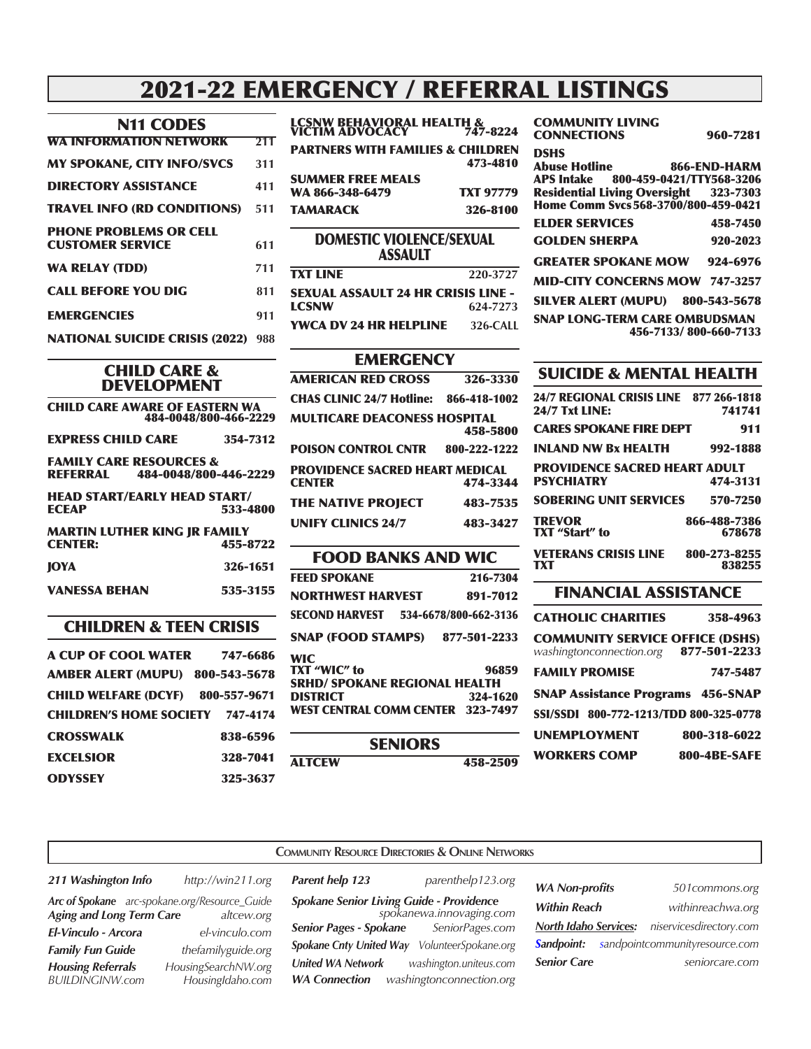# 2021-22 EMERGENCY / REFERRAL LISTINGS

## N11 CODES

| | |
|---|---|
| WA INFORMATION NETWORK | 211 |
| MY SPOKANE, CITY INFO/SVCS | 311 |
| DIRECTORY ASSISTANCE | 411 |
| TRAVEL INFO (RD CONDITIONS) | 511 |
| PHONE PROBLEMS OR CELL CUSTOMER SERVICE | 611 |
| WA RELAY (TDD) | 711 |
| CALL BEFORE YOU DIG | 811 |
| EMERGENCIES | 911 |
| NATIONAL SUICIDE CRISIS (2022) | 988 |

## CHILD CARE & DEVELOPMENT

| | |
|---|---|
| CHILD CARE AWARE OF EASTERN WA | 484-0048/800-466-2229 |
| EXPRESS CHILD CARE | 354-7312 |
| FAMILY CARE RESOURCES & REFERRAL | 484-0048/800-446-2229 |
| HEAD START/EARLY HEAD START/ ECEAP | 533-4800 |
| MARTIN LUTHER KING JR FAMILY CENTER: | 455-8722 |
| JOYA | 326-1651 |
| VANESSA BEHAN | 535-3155 |

## CHILDREN & TEEN CRISIS

| | |
|---|---|
| A CUP OF COOL WATER | 747-6686 |
| AMBER ALERT (MUPU) | 800-543-5678 |
| CHILD WELFARE (DCYF) | 800-557-9671 |
| CHILDREN'S HOME SOCIETY | 747-4174 |
| CROSSWALK | 838-6596 |
| EXCELSIOR | 328-7041 |
| ODYSSEY | 325-3637 |
| LCSNW BEHAVIORAL HEALTH & VICTIM ADVOCACY | 747-8224 |
| PARTNERS WITH FAMILIES & CHILDREN | 473-4810 |
| SUMMER FREE MEALS WA 866-348-6479 | TXT 97779 |
| TAMARACK | 326-8100 |

## DOMESTIC VIOLENCE/SEXUAL ASSAULT

| | |
|---|---|
| TXT LINE | 220-3727 |
| SEXUAL ASSAULT 24 HR CRISIS LINE - LCSNW | 624-7273 |
| YWCA DV 24 HR HELPLINE | 326-CALL |

## EMERGENCY

| | |
|---|---|
| AMERICAN RED CROSS | 326-3330 |
| CHAS CLINIC 24/7 Hotline: | 866-418-1002 |
| MULTICARE DEACONESS HOSPITAL | 458-5800 |
| POISON CONTROL CNTR | 800-222-1222 |
| PROVIDENCE SACRED HEART MEDICAL CENTER | 474-3344 |
| THE NATIVE PROJECT | 483-7535 |
| UNIFY CLINICS 24/7 | 483-3427 |

## FOOD BANKS AND WIC

| | |
|---|---|
| FEED SPOKANE | 216-7304 |
| NORTHWEST HARVEST | 891-7012 |
| SECOND HARVEST | 534-6678/800-662-3136 |
| SNAP (FOOD STAMPS) | 877-501-2233 |
| WIC TXT "WIC" to | 96859 |
| SRHD/ SPOKANE REGIONAL HEALTH DISTRICT | 324-1620 |
| WEST CENTRAL COMM CENTER | 323-7497 |

## SENIORS

| | |
|---|---|
| ALTCEW | 458-2509 |
| COMMUNITY LIVING CONNECTIONS | 960-7281 |
| DSHS Abuse Hotline | 866-END-HARM |
| APS Intake | 800-459-0421/TTY568-3206 |
| Residential Living Oversight | 323-7303 |
| Home Comm Svcs | 568-3700/800-459-0421 |
| ELDER SERVICES | 458-7450 |
| GOLDEN SHERPA | 920-2023 |
| GREATER SPOKANE MOW | 924-6976 |
| MID-CITY CONCERNS MOW | 747-3257 |
| SILVER ALERT (MUPU) | 800-543-5678 |
| SNAP LONG-TERM CARE OMBUDSMAN | 456-7133/ 800-660-7133 |

## SUICIDE & MENTAL HEALTH

| | |
|---|---|
| 24/7 REGIONAL CRISIS LINE | 877 266-1818 |
| 24/7 Txt LINE: | 741741 |
| CARES SPOKANE FIRE DEPT | 911 |
| INLAND NW Bx HEALTH | 992-1888 |
| PROVIDENCE SACRED HEART ADULT PSYCHIATRY | 474-3131 |
| SOBERING UNIT SERVICES | 570-7250 |
| TREVOR | 866-488-7386 |
| TXT "Start" to | 678678 |
| VETERANS CRISIS LINE | 800-273-8255 |
| TXT | 838255 |

## FINANCIAL ASSISTANCE

| | |
|---|---|
| CATHOLIC CHARITIES | 358-4963 |
| COMMUNITY SERVICE OFFICE (DSHS) *washingtonconnection.org* | 877-501-2233 |
| FAMILY PROMISE | 747-5487 |
| SNAP Assistance Programs | 456-SNAP |
| SSI/SSDI | 800-772-1213/TDD 800-325-0778 |
| UNEMPLOYMENT | 800-318-6022 |
| WORKERS COMP | 800-4BE-SAFE |

## Community Resource Directories & Online Networks

| | |
|---|---|
| *211 Washington Info* | *http://win211.org* |
| *Arc of Spokane* | *arc-spokane.org/Resource_Guide* |
| *Aging and Long Term Care* | *altcew.org* |
| *El-Vinculo - Arcora* | *el-vinculo.com* |
| *Family Fun Guide* | *thefamilyguide.org* |
| *Housing Referrals* | *HousingSearchNW.org* |
| *BUILDINGNW.com* | *HousingIdaho.com* |
| *Parent help 123* | *parenthelp123.org* |
| *Spokane Senior Living Guide - Providence* | *spokanewa.innovaging.com* |
| *Senior Pages - Spokane* | *SeniorPages.com* |
| *Spokane Cnty United Way* | *VolunteerSpokane.org* |
| *United WA Network* | *washington.uniteus.com* |
| *WA Connection* | *washingtonconnection.org* |
| *WA Non-profits* | *501commons.org* |
| *Within Reach* | *withinreachwa.org* |
| *North Idaho Services:* | *niservicesdirectory.com* |
| *Sandpoint:* | *sandpointcommunityresource.com* |
| *Senior Care* | *seniorcare.com* |